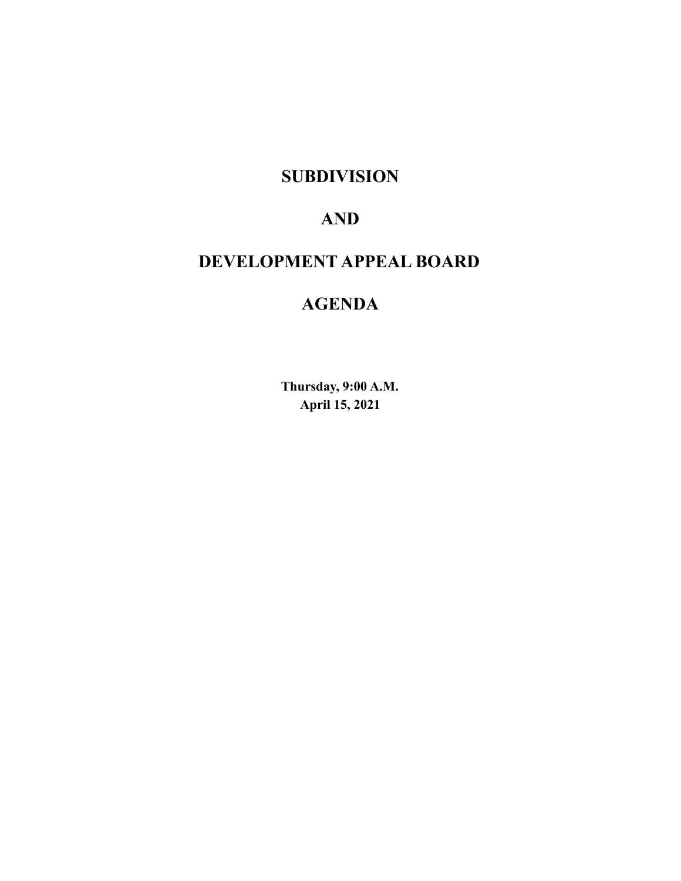# SUBDIVISION

# AND

# DEVELOPMENT APPEAL BOARD

# AGENDA

**Thursday, 9:00 A.M.**
**April 15, 2021**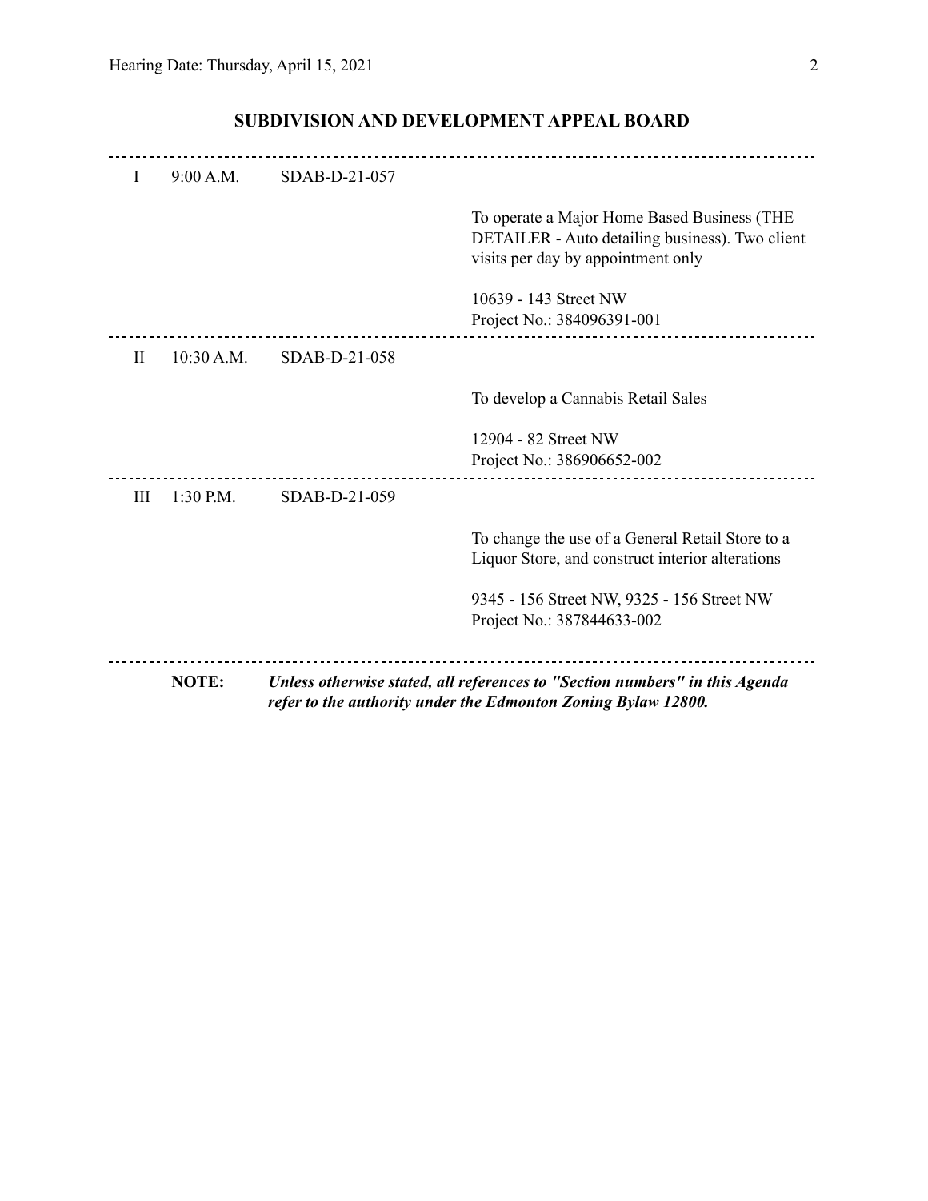## SUBDIVISION AND DEVELOPMENT APPEAL BOARD

| | | | |
|---|---|---|---|
| I | 9:00 A.M. | SDAB-D-21-057 | |
| | | | To operate a Major Home Based Business (THE DETAILER - Auto detailing business). Two client visits per day by appointment only |
| | | | 10639 - 143 Street NW<br>Project No.: 384096391-001 |
| II | 10:30 A.M. | SDAB-D-21-058 | |
| | | | To develop a Cannabis Retail Sales |
| | | | 12904 - 82 Street NW<br>Project No.: 386906652-002 |
| III | 1:30 P.M. | SDAB-D-21-059 | |
| | | | To change the use of a General Retail Store to a Liquor Store, and construct interior alterations |
| | | | 9345 - 156 Street NW, 9325 - 156 Street NW<br>Project No.: 387844633-002 |

**NOTE:** ***Unless otherwise stated, all references to "Section numbers" in this Agenda refer to the authority under the Edmonton Zoning Bylaw 12800.***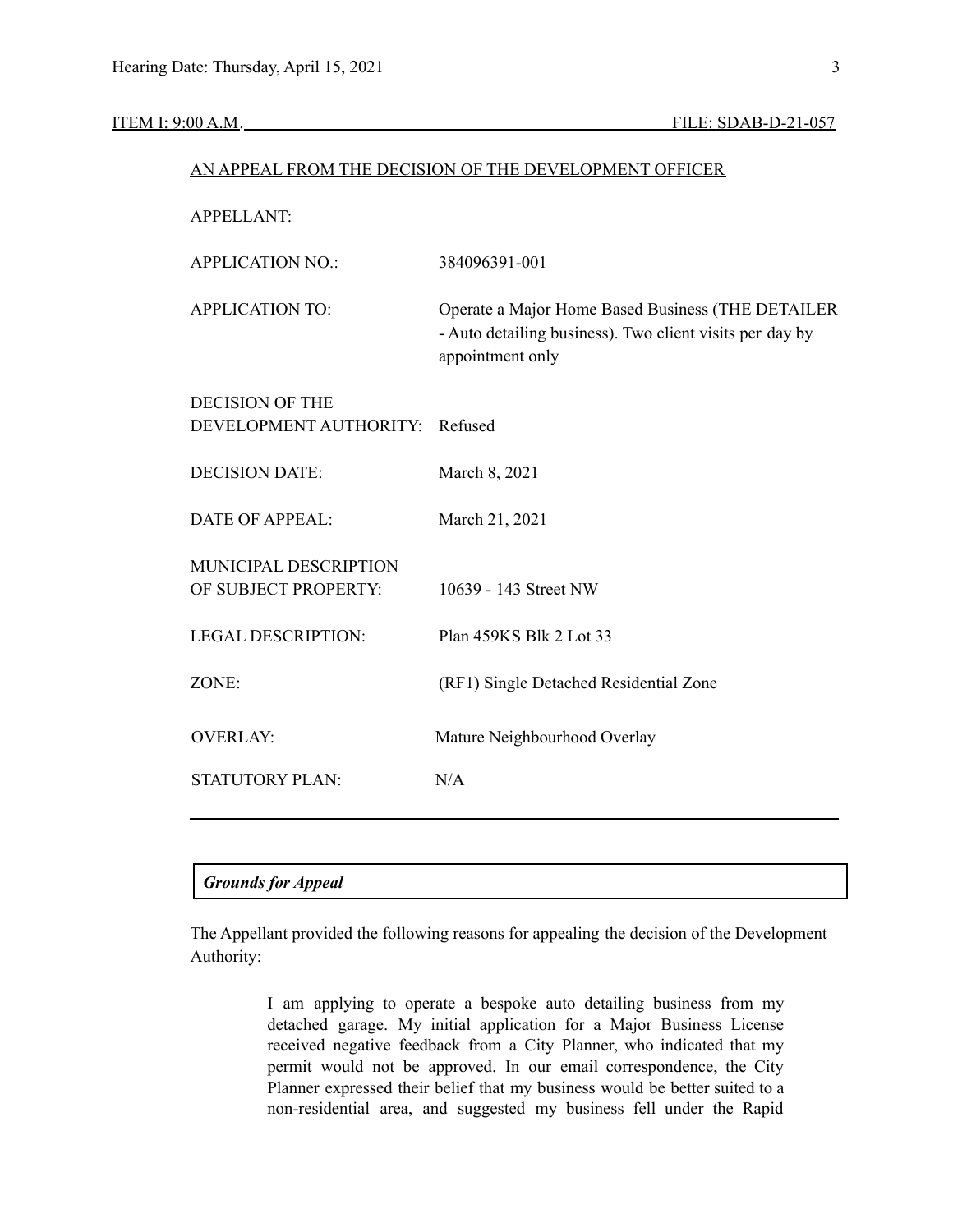ITEM I: 9:00 A.M. FILE: SDAB-D-21-057

AN APPEAL FROM THE DECISION OF THE DEVELOPMENT OFFICER

| | |
|---|---|
| APPELLANT: | |
| APPLICATION NO.: | 384096391-001 |
| APPLICATION TO: | Operate a Major Home Based Business (THE DETAILER - Auto detailing business). Two client visits per day by appointment only |
| DECISION OF THE DEVELOPMENT AUTHORITY: | Refused |
| DECISION DATE: | March 8, 2021 |
| DATE OF APPEAL: | March 21, 2021 |
| MUNICIPAL DESCRIPTION OF SUBJECT PROPERTY: | 10639 - 143 Street NW |
| LEGAL DESCRIPTION: | Plan 459KS Blk 2 Lot 33 |
| ZONE: | (RF1) Single Detached Residential Zone |
| OVERLAY: | Mature Neighbourhood Overlay |
| STATUTORY PLAN: | N/A |

---

***Grounds for Appeal***

The Appellant provided the following reasons for appealing the decision of the Development Authority:

> I am applying to operate a bespoke auto detailing business from my detached garage. My initial application for a Major Business License received negative feedback from a City Planner, who indicated that my permit would not be approved. In our email correspondence, the City Planner expressed their belief that my business would be better suited to a non-residential area, and suggested my business fell under the Rapid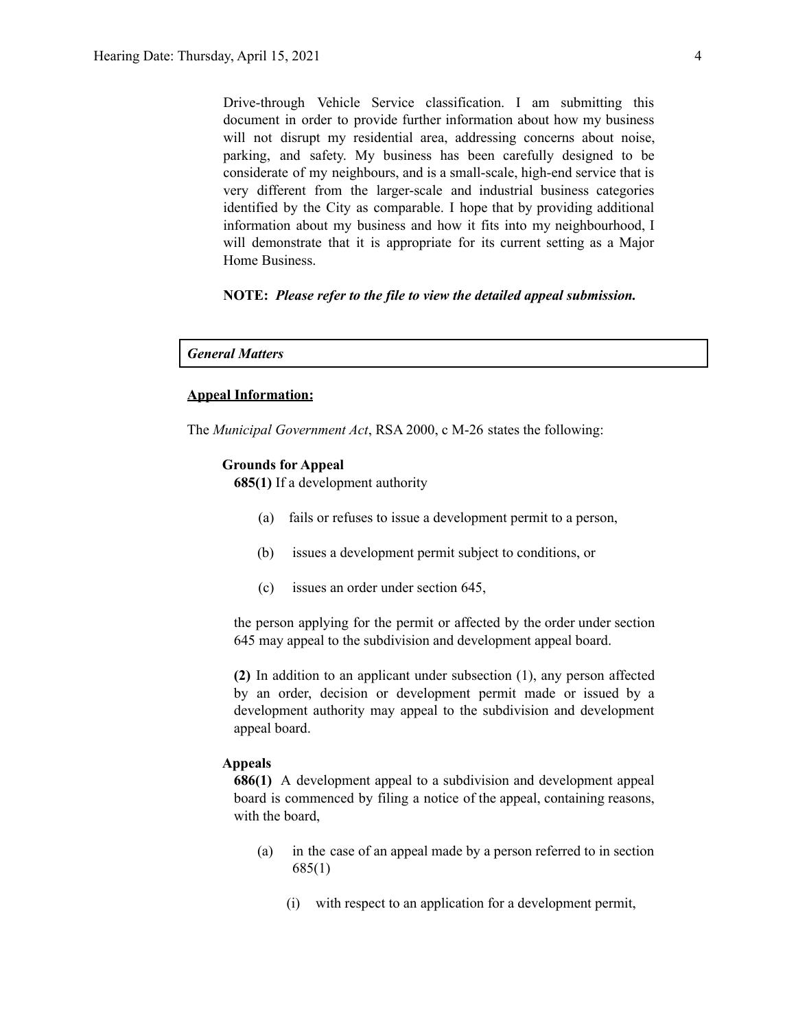Drive-through Vehicle Service classification. I am submitting this document in order to provide further information about how my business will not disrupt my residential area, addressing concerns about noise, parking, and safety. My business has been carefully designed to be considerate of my neighbours, and is a small-scale, high-end service that is very different from the larger-scale and industrial business categories identified by the City as comparable. I hope that by providing additional information about my business and how it fits into my neighbourhood, I will demonstrate that it is appropriate for its current setting as a Major Home Business.

**NOTE:** ***Please refer to the file to view the detailed appeal submission.***

***General Matters***

**Appeal Information:**

The *Municipal Government Act*, RSA 2000, c M-26 states the following:

**Grounds for Appeal**

**685(1)** If a development authority

(a) fails or refuses to issue a development permit to a person,

(b) issues a development permit subject to conditions, or

(c) issues an order under section 645,

the person applying for the permit or affected by the order under section 645 may appeal to the subdivision and development appeal board.

**(2)** In addition to an applicant under subsection (1), any person affected by an order, decision or development permit made or issued by a development authority may appeal to the subdivision and development appeal board.

**Appeals**

**686(1)** A development appeal to a subdivision and development appeal board is commenced by filing a notice of the appeal, containing reasons, with the board,

(a) in the case of an appeal made by a person referred to in section 685(1)

(i) with respect to an application for a development permit,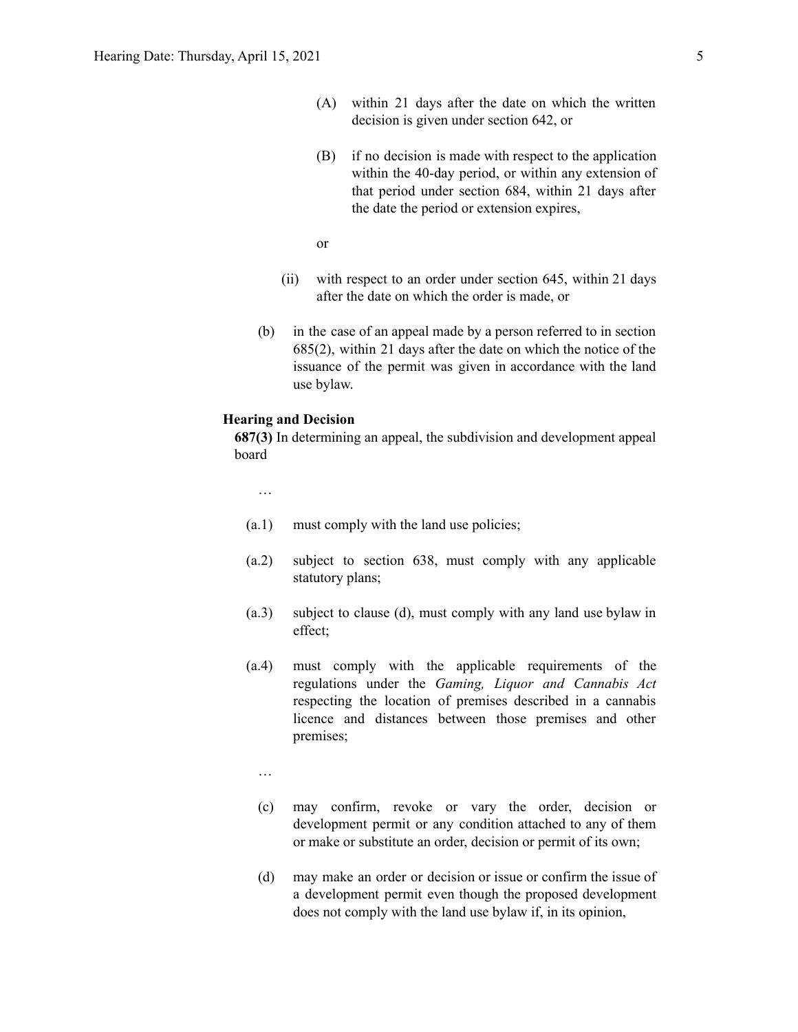(A) within 21 days after the date on which the written decision is given under section 642, or

(B) if no decision is made with respect to the application within the 40-day period, or within any extension of that period under section 684, within 21 days after the date the period or extension expires,

or

(ii) with respect to an order under section 645, within 21 days after the date on which the order is made, or

(b) in the case of an appeal made by a person referred to in section 685(2), within 21 days after the date on which the notice of the issuance of the permit was given in accordance with the land use bylaw.

**Hearing and Decision**

**687(3)** In determining an appeal, the subdivision and development appeal board

…

(a.1) must comply with the land use policies;

(a.2) subject to section 638, must comply with any applicable statutory plans;

(a.3) subject to clause (d), must comply with any land use bylaw in effect;

(a.4) must comply with the applicable requirements of the regulations under the *Gaming, Liquor and Cannabis Act* respecting the location of premises described in a cannabis licence and distances between those premises and other premises;

…

(c) may confirm, revoke or vary the order, decision or development permit or any condition attached to any of them or make or substitute an order, decision or permit of its own;

(d) may make an order or decision or issue or confirm the issue of a development permit even though the proposed development does not comply with the land use bylaw if, in its opinion,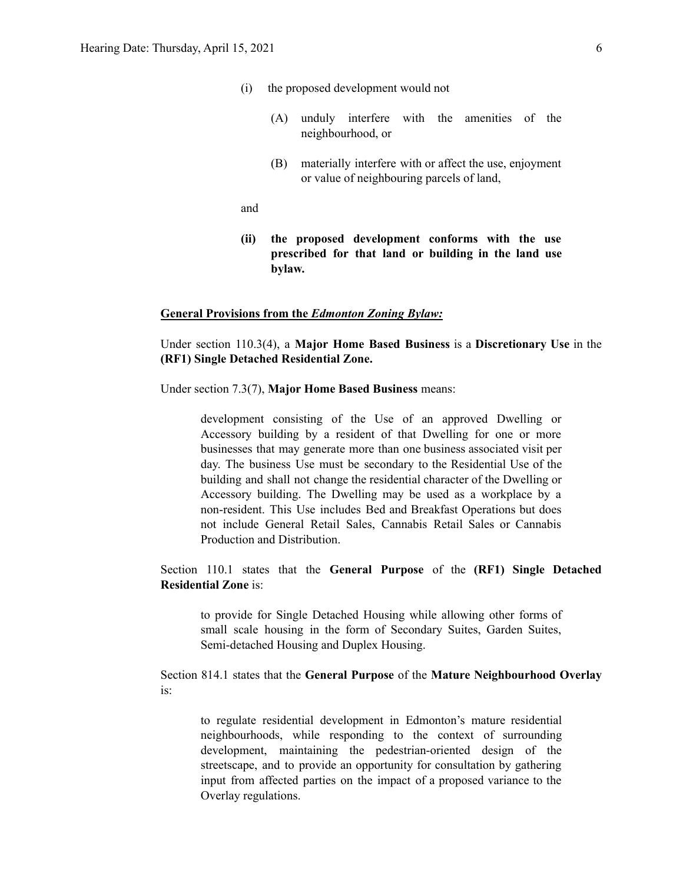(i) the proposed development would not

(A) unduly interfere with the amenities of the neighbourhood, or

(B) materially interfere with or affect the use, enjoyment or value of neighbouring parcels of land,

and

**(ii) the proposed development conforms with the use prescribed for that land or building in the land use bylaw.**

**General Provisions from the *Edmonton Zoning Bylaw:***

Under section 110.3(4), a **Major Home Based Business** is a **Discretionary Use** in the **(RF1) Single Detached Residential Zone.**

Under section 7.3(7), **Major Home Based Business** means:

> development consisting of the Use of an approved Dwelling or Accessory building by a resident of that Dwelling for one or more businesses that may generate more than one business associated visit per day. The business Use must be secondary to the Residential Use of the building and shall not change the residential character of the Dwelling or Accessory building. The Dwelling may be used as a workplace by a non-resident. This Use includes Bed and Breakfast Operations but does not include General Retail Sales, Cannabis Retail Sales or Cannabis Production and Distribution.

Section 110.1 states that the **General Purpose** of the **(RF1) Single Detached Residential Zone** is:

> to provide for Single Detached Housing while allowing other forms of small scale housing in the form of Secondary Suites, Garden Suites, Semi-detached Housing and Duplex Housing.

Section 814.1 states that the **General Purpose** of the **Mature Neighbourhood Overlay** is:

> to regulate residential development in Edmonton's mature residential neighbourhoods, while responding to the context of surrounding development, maintaining the pedestrian-oriented design of the streetscape, and to provide an opportunity for consultation by gathering input from affected parties on the impact of a proposed variance to the Overlay regulations.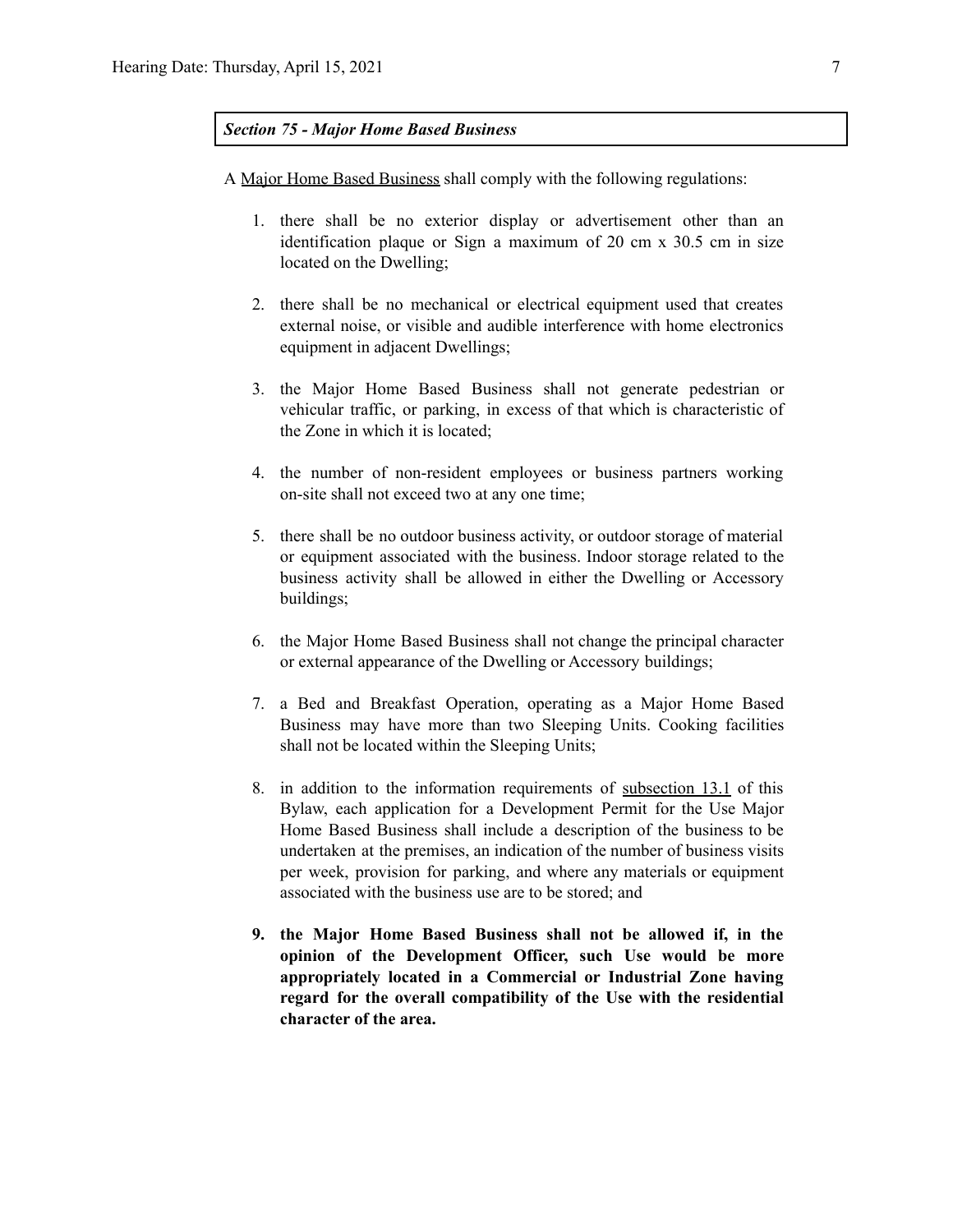***Section 75 - Major Home Based Business***

A Major Home Based Business shall comply with the following regulations:

1. there shall be no exterior display or advertisement other than an identification plaque or Sign a maximum of 20 cm x 30.5 cm in size located on the Dwelling;

2. there shall be no mechanical or electrical equipment used that creates external noise, or visible and audible interference with home electronics equipment in adjacent Dwellings;

3. the Major Home Based Business shall not generate pedestrian or vehicular traffic, or parking, in excess of that which is characteristic of the Zone in which it is located;

4. the number of non-resident employees or business partners working on-site shall not exceed two at any one time;

5. there shall be no outdoor business activity, or outdoor storage of material or equipment associated with the business. Indoor storage related to the business activity shall be allowed in either the Dwelling or Accessory buildings;

6. the Major Home Based Business shall not change the principal character or external appearance of the Dwelling or Accessory buildings;

7. a Bed and Breakfast Operation, operating as a Major Home Based Business may have more than two Sleeping Units. Cooking facilities shall not be located within the Sleeping Units;

8. in addition to the information requirements of subsection 13.1 of this Bylaw, each application for a Development Permit for the Use Major Home Based Business shall include a description of the business to be undertaken at the premises, an indication of the number of business visits per week, provision for parking, and where any materials or equipment associated with the business use are to be stored; and

9. **the Major Home Based Business shall not be allowed if, in the opinion of the Development Officer, such Use would be more appropriately located in a Commercial or Industrial Zone having regard for the overall compatibility of the Use with the residential character of the area.**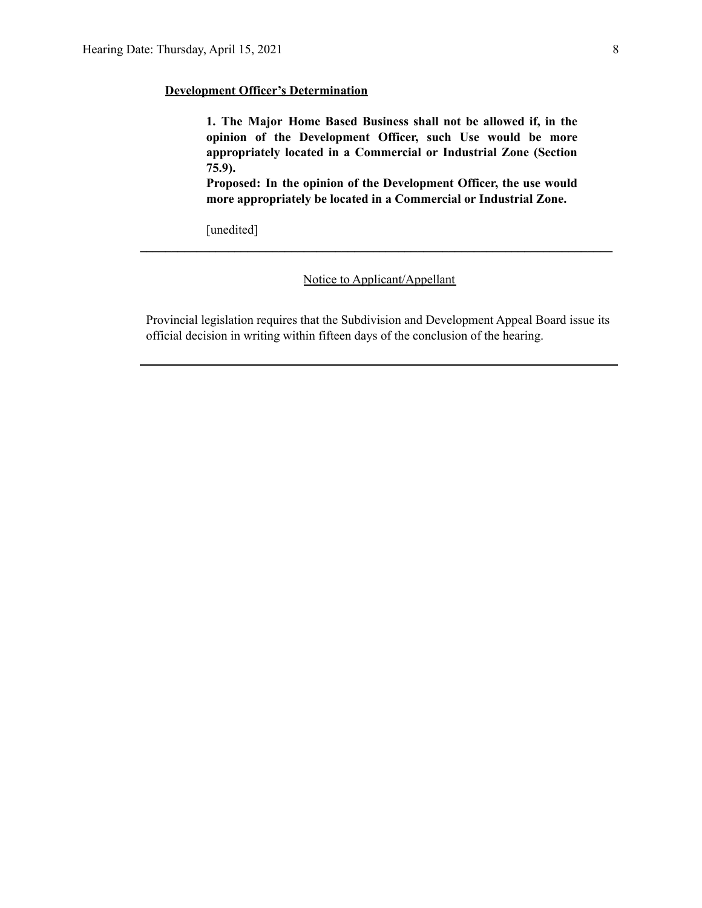**Development Officer's Determination**

> **1. The Major Home Based Business shall not be allowed if, in the opinion of the Development Officer, such Use would be more appropriately located in a Commercial or Industrial Zone (Section 75.9).**
> **Proposed: In the opinion of the Development Officer, the use would more appropriately be located in a Commercial or Industrial Zone.**
>
> [unedited]

---

Notice to Applicant/Appellant

Provincial legislation requires that the Subdivision and Development Appeal Board issue its official decision in writing within fifteen days of the conclusion of the hearing.

---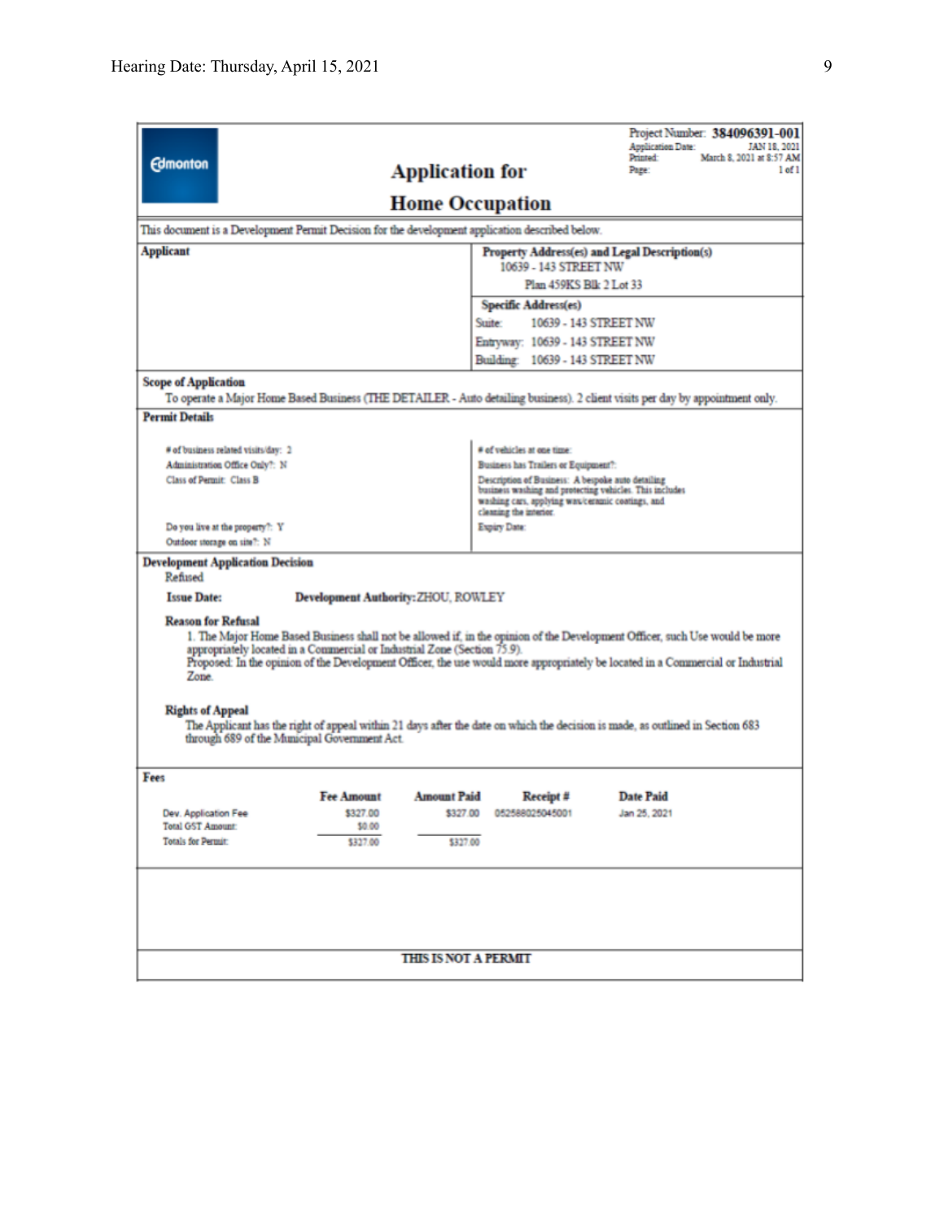Project Number: **384096391-001**
Application Date: JAN 18, 2021
Printed: March 8, 2021 at 8:57 AM
Page: 1 of 1

Edmonton

# Application for
# Home Occupation

This document is a Development Permit Decision for the development application described below.

| **Applicant** | **Property Address(es) and Legal Description(s)** |
|---|---|
| | 10639 - 143 STREET NW<br>Plan 459KS Blk 2 Lot 33 |
| | **Specific Address(es)**<br>Suite: 10639 - 143 STREET NW<br>Entryway: 10639 - 143 STREET NW<br>Building: 10639 - 143 STREET NW |

**Scope of Application**

To operate a Major Home Based Business (THE DETAILER - Auto detailing business). 2 client visits per day by appointment only.

**Permit Details**

| | |
|---|---|
| # of business related visits/day: 2 | # of vehicles at one time: |
| Administration Office Only?: N | Business has Trailers or Equipment?: |
| Class of Permit: Class B | Description of Business: A bespoke auto detailing business washing and protecting vehicles. This includes washing cars, applying wax/ceramic coatings, and cleaning the interior. |
| Do you live at the property?: Y | Expiry Date: |
| Outdoor storage on site?: N | |

**Development Application Decision**

Refused

**Issue Date:** **Development Authority:** ZHOU, ROWLEY

**Reason for Refusal**

1. The Major Home Based Business shall not be allowed if, in the opinion of the Development Officer, such Use would be more appropriately located in a Commercial or Industrial Zone (Section 75.9).
Proposed: In the opinion of the Development Officer, the use would more appropriately be located in a Commercial or Industrial Zone.

**Rights of Appeal**

The Applicant has the right of appeal within 21 days after the date on which the decision is made, as outlined in Section 683 through 689 of the Municipal Government Act.

**Fees**

| | Fee Amount | Amount Paid | Receipt # | Date Paid |
|---|---|---|---|---|
| Dev. Application Fee | $327.00 | $327.00 | 052588025045001 | Jan 25, 2021 |
| Total GST Amount: | $0.00 | | | |
| Totals for Permit: | $327.00 | $327.00 | | |

**THIS IS NOT A PERMIT**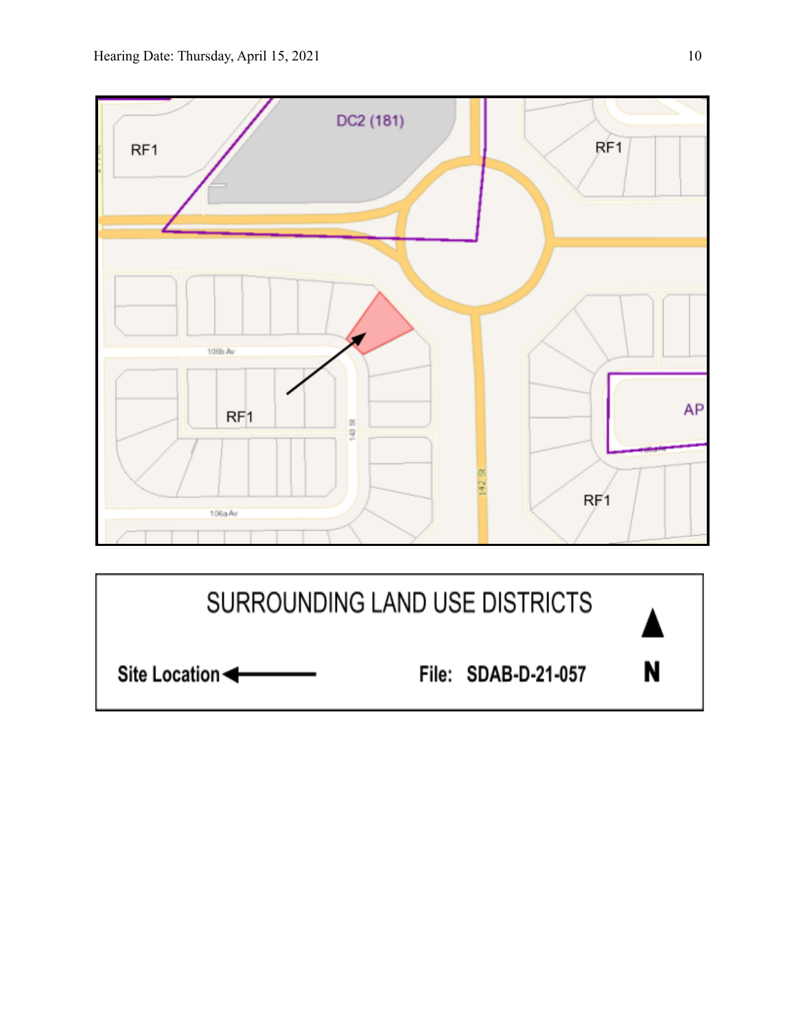RF1

DC2 (181)

RF1

106b Av

RF1

143 St

142 St

AP

RF1

106a Av

SURROUNDING LAND USE DISTRICTS

Site Location ←

File: SDAB-D-21-057

N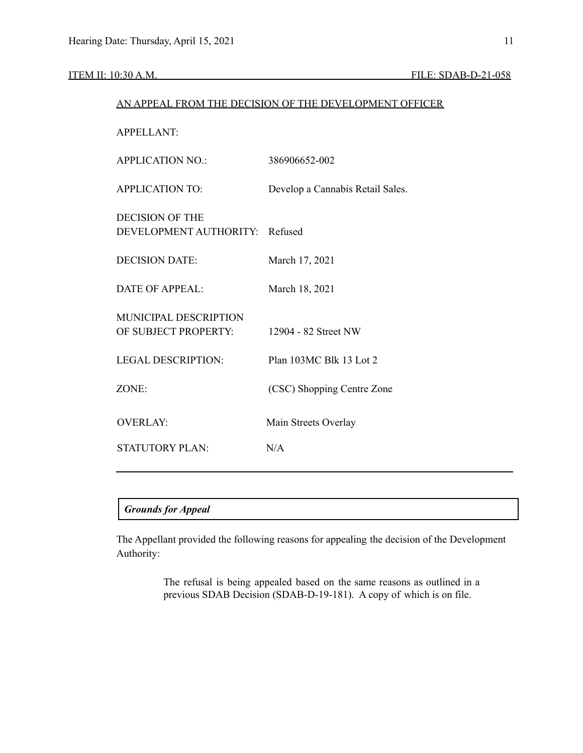ITEM II: 10:30 A.M. FILE: SDAB-D-21-058

AN APPEAL FROM THE DECISION OF THE DEVELOPMENT OFFICER

| | |
|---|---|
| APPELLANT: | |
| APPLICATION NO.: | 386906652-002 |
| APPLICATION TO: | Develop a Cannabis Retail Sales. |
| DECISION OF THE DEVELOPMENT AUTHORITY: | Refused |
| DECISION DATE: | March 17, 2021 |
| DATE OF APPEAL: | March 18, 2021 |
| MUNICIPAL DESCRIPTION OF SUBJECT PROPERTY: | 12904 - 82 Street NW |
| LEGAL DESCRIPTION: | Plan 103MC Blk 13 Lot 2 |
| ZONE: | (CSC) Shopping Centre Zone |
| OVERLAY: | Main Streets Overlay |
| STATUTORY PLAN: | N/A |

***Grounds for Appeal***

The Appellant provided the following reasons for appealing the decision of the Development Authority:

> The refusal is being appealed based on the same reasons as outlined in a previous SDAB Decision (SDAB-D-19-181). A copy of which is on file.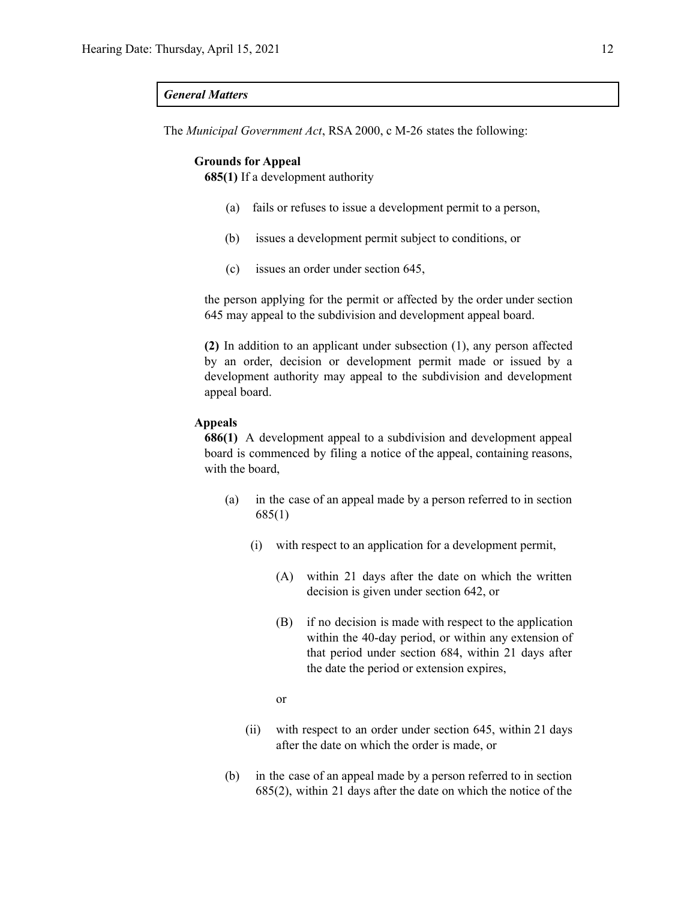***General Matters***

The *Municipal Government Act*, RSA 2000, c M-26 states the following:

**Grounds for Appeal**

**685(1)** If a development authority

(a) fails or refuses to issue a development permit to a person,

(b) issues a development permit subject to conditions, or

(c) issues an order under section 645,

the person applying for the permit or affected by the order under section 645 may appeal to the subdivision and development appeal board.

**(2)** In addition to an applicant under subsection (1), any person affected by an order, decision or development permit made or issued by a development authority may appeal to the subdivision and development appeal board.

**Appeals**

**686(1)** A development appeal to a subdivision and development appeal board is commenced by filing a notice of the appeal, containing reasons, with the board,

(a) in the case of an appeal made by a person referred to in section 685(1)

(i) with respect to an application for a development permit,

(A) within 21 days after the date on which the written decision is given under section 642, or

(B) if no decision is made with respect to the application within the 40-day period, or within any extension of that period under section 684, within 21 days after the date the period or extension expires,

or

(ii) with respect to an order under section 645, within 21 days after the date on which the order is made, or

(b) in the case of an appeal made by a person referred to in section 685(2), within 21 days after the date on which the notice of the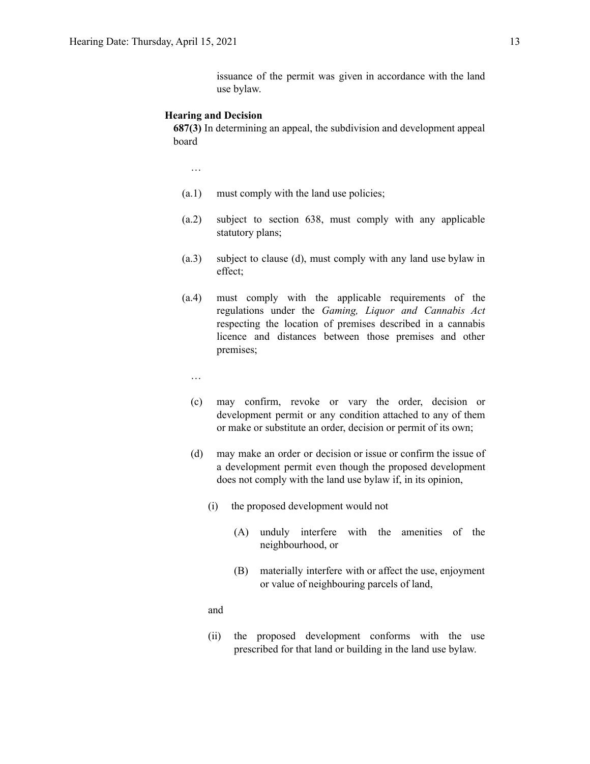issuance of the permit was given in accordance with the land use bylaw.

**Hearing and Decision**

**687(3)** In determining an appeal, the subdivision and development appeal board

…

(a.1) must comply with the land use policies;

(a.2) subject to section 638, must comply with any applicable statutory plans;

(a.3) subject to clause (d), must comply with any land use bylaw in effect;

(a.4) must comply with the applicable requirements of the regulations under the *Gaming, Liquor and Cannabis Act* respecting the location of premises described in a cannabis licence and distances between those premises and other premises;

…

(c) may confirm, revoke or vary the order, decision or development permit or any condition attached to any of them or make or substitute an order, decision or permit of its own;

(d) may make an order or decision or issue or confirm the issue of a development permit even though the proposed development does not comply with the land use bylaw if, in its opinion,

(i) the proposed development would not

(A) unduly interfere with the amenities of the neighbourhood, or

(B) materially interfere with or affect the use, enjoyment or value of neighbouring parcels of land,

and

(ii) the proposed development conforms with the use prescribed for that land or building in the land use bylaw.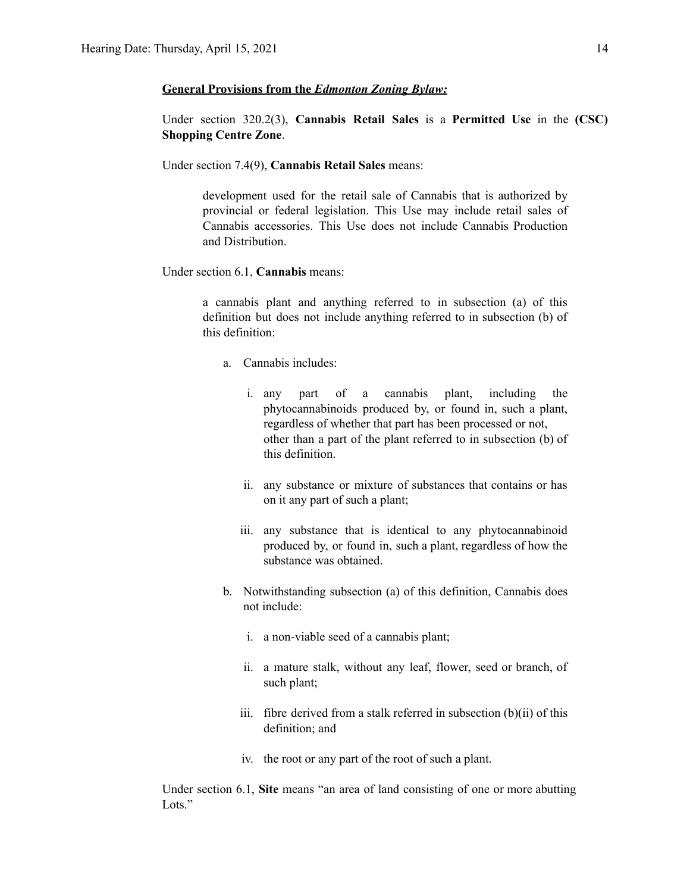**General Provisions from the *Edmonton Zoning Bylaw:***

Under section 320.2(3), **Cannabis Retail Sales** is a **Permitted Use** in the **(CSC) Shopping Centre Zone**.

Under section 7.4(9), **Cannabis Retail Sales** means:

> development used for the retail sale of Cannabis that is authorized by provincial or federal legislation. This Use may include retail sales of Cannabis accessories. This Use does not include Cannabis Production and Distribution.

Under section 6.1, **Cannabis** means:

> a cannabis plant and anything referred to in subsection (a) of this definition but does not include anything referred to in subsection (b) of this definition:
>
> a. Cannabis includes:
>
>    i. any part of a cannabis plant, including the phytocannabinoids produced by, or found in, such a plant, regardless of whether that part has been processed or not, other than a part of the plant referred to in subsection (b) of this definition.
>
>    ii. any substance or mixture of substances that contains or has on it any part of such a plant;
>
>    iii. any substance that is identical to any phytocannabinoid produced by, or found in, such a plant, regardless of how the substance was obtained.
>
> b. Notwithstanding subsection (a) of this definition, Cannabis does not include:
>
>    i. a non-viable seed of a cannabis plant;
>
>    ii. a mature stalk, without any leaf, flower, seed or branch, of such plant;
>
>    iii. fibre derived from a stalk referred in subsection (b)(ii) of this definition; and
>
>    iv. the root or any part of the root of such a plant.

Under section 6.1, **Site** means "an area of land consisting of one or more abutting Lots."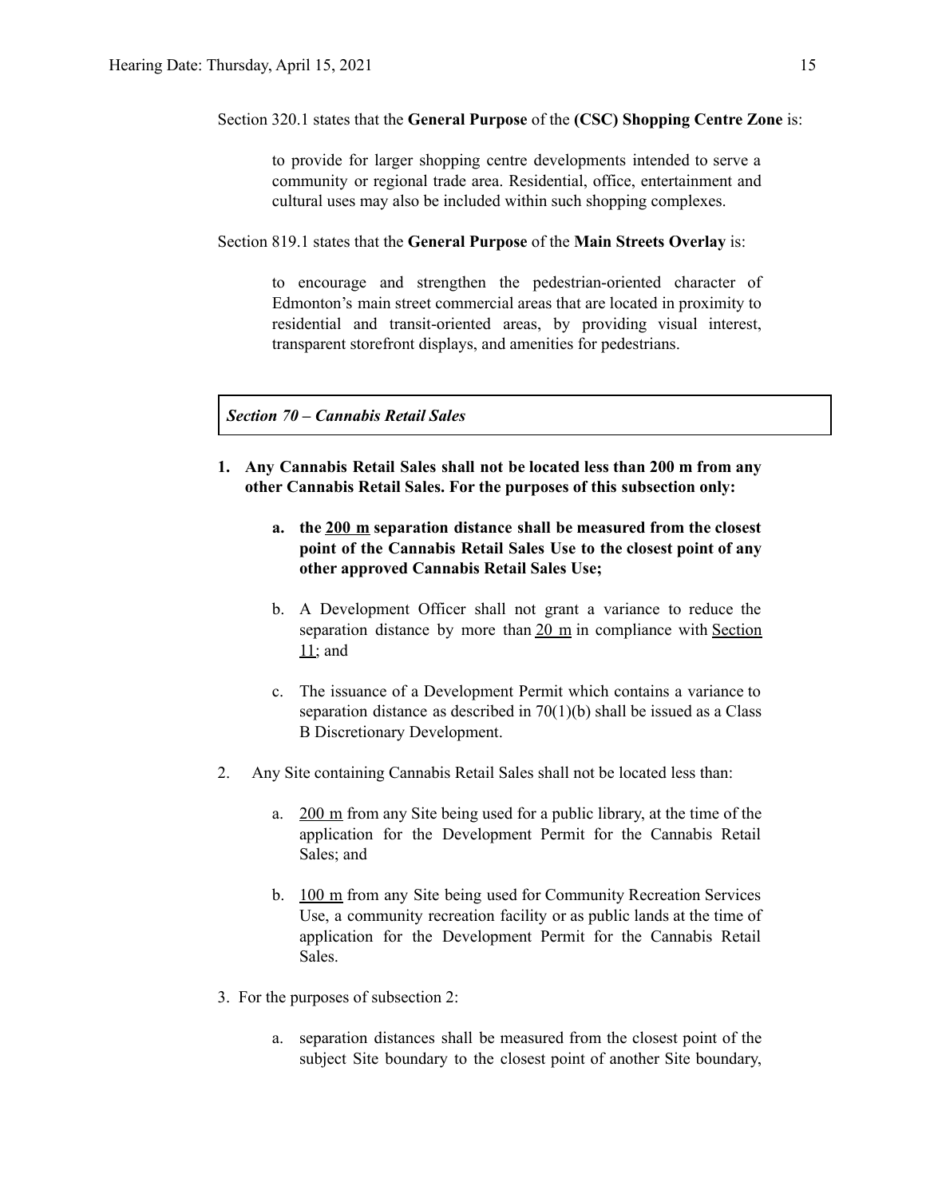Section 320.1 states that the **General Purpose** of the **(CSC) Shopping Centre Zone** is:

> to provide for larger shopping centre developments intended to serve a community or regional trade area. Residential, office, entertainment and cultural uses may also be included within such shopping complexes.

Section 819.1 states that the **General Purpose** of the **Main Streets Overlay** is:

> to encourage and strengthen the pedestrian-oriented character of Edmonton's main street commercial areas that are located in proximity to residential and transit-oriented areas, by providing visual interest, transparent storefront displays, and amenities for pedestrians.

***Section 70 – Cannabis Retail Sales***

1. **Any Cannabis Retail Sales shall not be located less than 200 m from any other Cannabis Retail Sales. For the purposes of this subsection only:**

   a. **the 200 m separation distance shall be measured from the closest point of the Cannabis Retail Sales Use to the closest point of any other approved Cannabis Retail Sales Use;**

   b. A Development Officer shall not grant a variance to reduce the separation distance by more than 20 m in compliance with Section 11; and

   c. The issuance of a Development Permit which contains a variance to separation distance as described in 70(1)(b) shall be issued as a Class B Discretionary Development.

2. Any Site containing Cannabis Retail Sales shall not be located less than:

   a. 200 m from any Site being used for a public library, at the time of the application for the Development Permit for the Cannabis Retail Sales; and

   b. 100 m from any Site being used for Community Recreation Services Use, a community recreation facility or as public lands at the time of application for the Development Permit for the Cannabis Retail Sales.

3. For the purposes of subsection 2:

   a. separation distances shall be measured from the closest point of the subject Site boundary to the closest point of another Site boundary,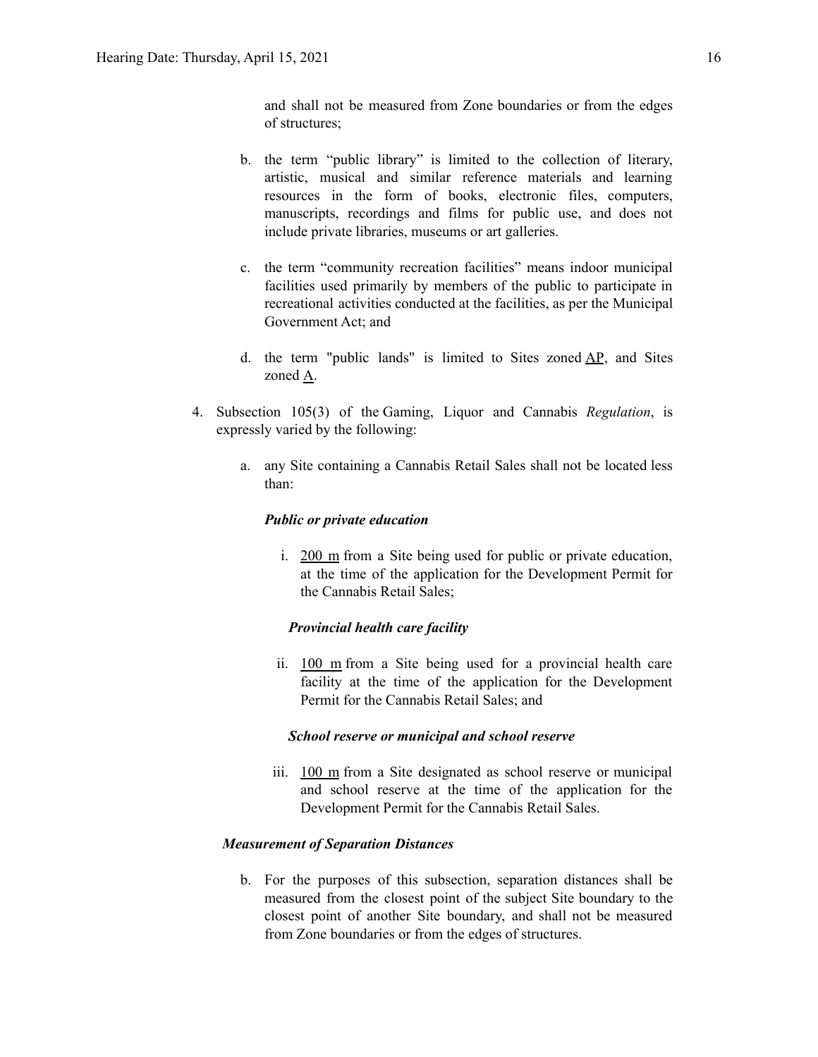and shall not be measured from Zone boundaries or from the edges of structures;

b. the term "public library" is limited to the collection of literary, artistic, musical and similar reference materials and learning resources in the form of books, electronic files, computers, manuscripts, recordings and films for public use, and does not include private libraries, museums or art galleries.

c. the term "community recreation facilities" means indoor municipal facilities used primarily by members of the public to participate in recreational activities conducted at the facilities, as per the Municipal Government Act; and

d. the term "public lands" is limited to Sites zoned AP, and Sites zoned A.

4. Subsection 105(3) of the Gaming, Liquor and Cannabis *Regulation*, is expressly varied by the following:

   a. any Site containing a Cannabis Retail Sales shall not be located less than:

      ***Public or private education***

      i. 200 m from a Site being used for public or private education, at the time of the application for the Development Permit for the Cannabis Retail Sales;

      ***Provincial health care facility***

      ii. 100 m from a Site being used for a provincial health care facility at the time of the application for the Development Permit for the Cannabis Retail Sales; and

      ***School reserve or municipal and school reserve***

      iii. 100 m from a Site designated as school reserve or municipal and school reserve at the time of the application for the Development Permit for the Cannabis Retail Sales.

   ***Measurement of Separation Distances***

   b. For the purposes of this subsection, separation distances shall be measured from the closest point of the subject Site boundary to the closest point of another Site boundary, and shall not be measured from Zone boundaries or from the edges of structures.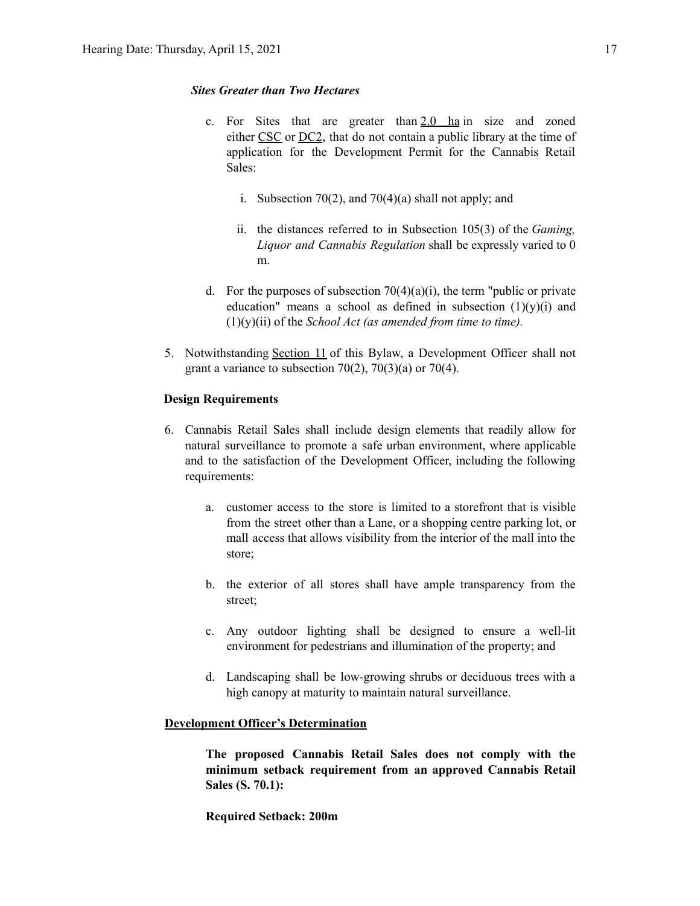***Sites Greater than Two Hectares***

c. For Sites that are greater than 2.0 ha in size and zoned either CSC or DC2, that do not contain a public library at the time of application for the Development Permit for the Cannabis Retail Sales:

   i. Subsection 70(2), and 70(4)(a) shall not apply; and

   ii. the distances referred to in Subsection 105(3) of the *Gaming, Liquor and Cannabis Regulation* shall be expressly varied to 0 m.

d. For the purposes of subsection 70(4)(a)(i), the term "public or private education" means a school as defined in subsection (1)(y)(i) and (1)(y)(ii) of the *School Act (as amended from time to time).*

5. Notwithstanding Section 11 of this Bylaw, a Development Officer shall not grant a variance to subsection 70(2), 70(3)(a) or 70(4).

**Design Requirements**

6. Cannabis Retail Sales shall include design elements that readily allow for natural surveillance to promote a safe urban environment, where applicable and to the satisfaction of the Development Officer, including the following requirements:

   a. customer access to the store is limited to a storefront that is visible from the street other than a Lane, or a shopping centre parking lot, or mall access that allows visibility from the interior of the mall into the store;

   b. the exterior of all stores shall have ample transparency from the street;

   c. Any outdoor lighting shall be designed to ensure a well-lit environment for pedestrians and illumination of the property; and

   d. Landscaping shall be low-growing shrubs or deciduous trees with a high canopy at maturity to maintain natural surveillance.

**Development Officer's Determination**

**The proposed Cannabis Retail Sales does not comply with the minimum setback requirement from an approved Cannabis Retail Sales (S. 70.1):**

**Required Setback: 200m**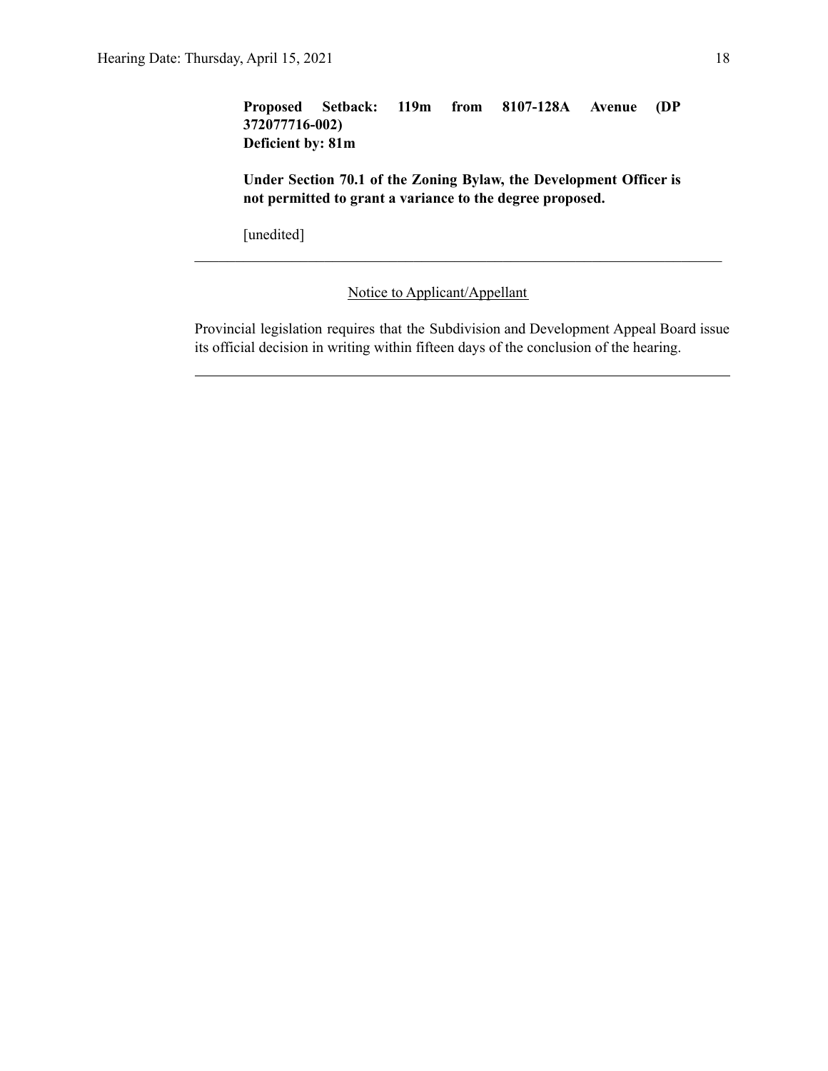**Proposed Setback: 119m from 8107-128A Avenue (DP 372077716-002)**
**Deficient by: 81m**

**Under Section 70.1 of the Zoning Bylaw, the Development Officer is not permitted to grant a variance to the degree proposed.**

[unedited]

---

Notice to Applicant/Appellant

Provincial legislation requires that the Subdivision and Development Appeal Board issue its official decision in writing within fifteen days of the conclusion of the hearing.

---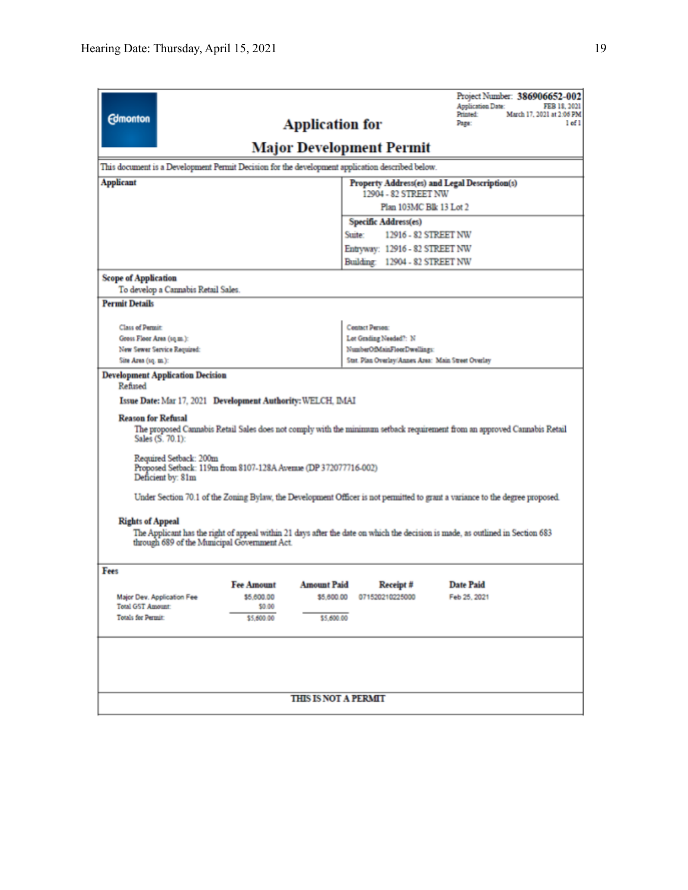Edmonton

# Application for Major Development Permit

Project Number: **386906652-002**
Application Date: FEB 18, 2021
Printed: March 17, 2021 at 2:06 PM
Page: 1 of 1

This document is a Development Permit Decision for the development application described below.

**Applicant**

**Property Address(es) and Legal Description(s)**
12904 - 82 STREET NW
Plan 103MC Blk 13 Lot 2

**Specific Address(es)**
Suite: 12916 - 82 STREET NW
Entryway: 12916 - 82 STREET NW
Building: 12904 - 82 STREET NW

**Scope of Application**
To develop a Cannabis Retail Sales.

**Permit Details**

Class of Permit:
Gross Floor Area (sq.m.):
New Sewer Service Required:
Site Area (sq. m.):

Contact Person:
Lot Grading Needed?: N
NumberOfMainFloorDwellings:
Stat. Plan Overlay/Annex Area: Main Street Overlay

**Development Application Decision**
Refused

**Issue Date:** Mar 17, 2021 **Development Authority:** WELCH, IMAI

**Reason for Refusal**

The proposed Cannabis Retail Sales does not comply with the minimum setback requirement from an approved Cannabis Retail Sales (S. 70.1):

Required Setback: 200m
Proposed Setback: 119m from 8107-128A Avenue (DP 372077716-002)
Deficient by: 81m

Under Section 70.1 of the Zoning Bylaw, the Development Officer is not permitted to grant a variance to the degree proposed.

**Rights of Appeal**

The Applicant has the right of appeal within 21 days after the date on which the decision is made, as outlined in Section 683 through 689 of the Municipal Government Act.

**Fees**

| | Fee Amount | Amount Paid | Receipt # | Date Paid |
|---|---|---|---|---|
| Major Dev. Application Fee | $5,600.00 | $5,600.00 | 071520210225000 | Feb 25, 2021 |
| Total GST Amount: | $0.00 | | | |
| Totals for Permit: | $5,600.00 | $5,600.00 | | |

**THIS IS NOT A PERMIT**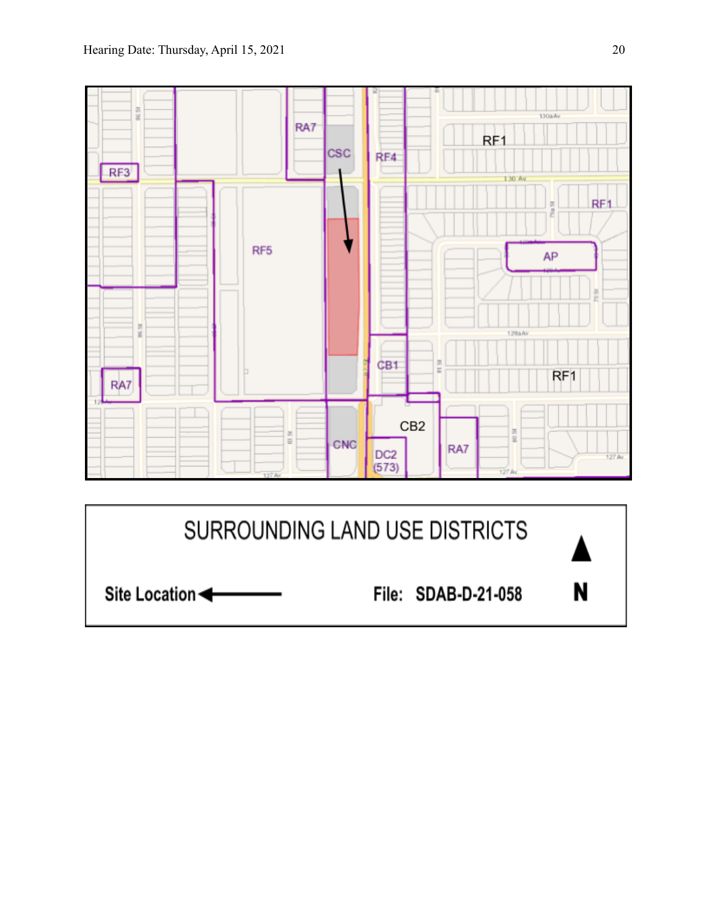SURROUNDING LAND USE DISTRICTS

Site Location ←

File: SDAB-D-21-058

N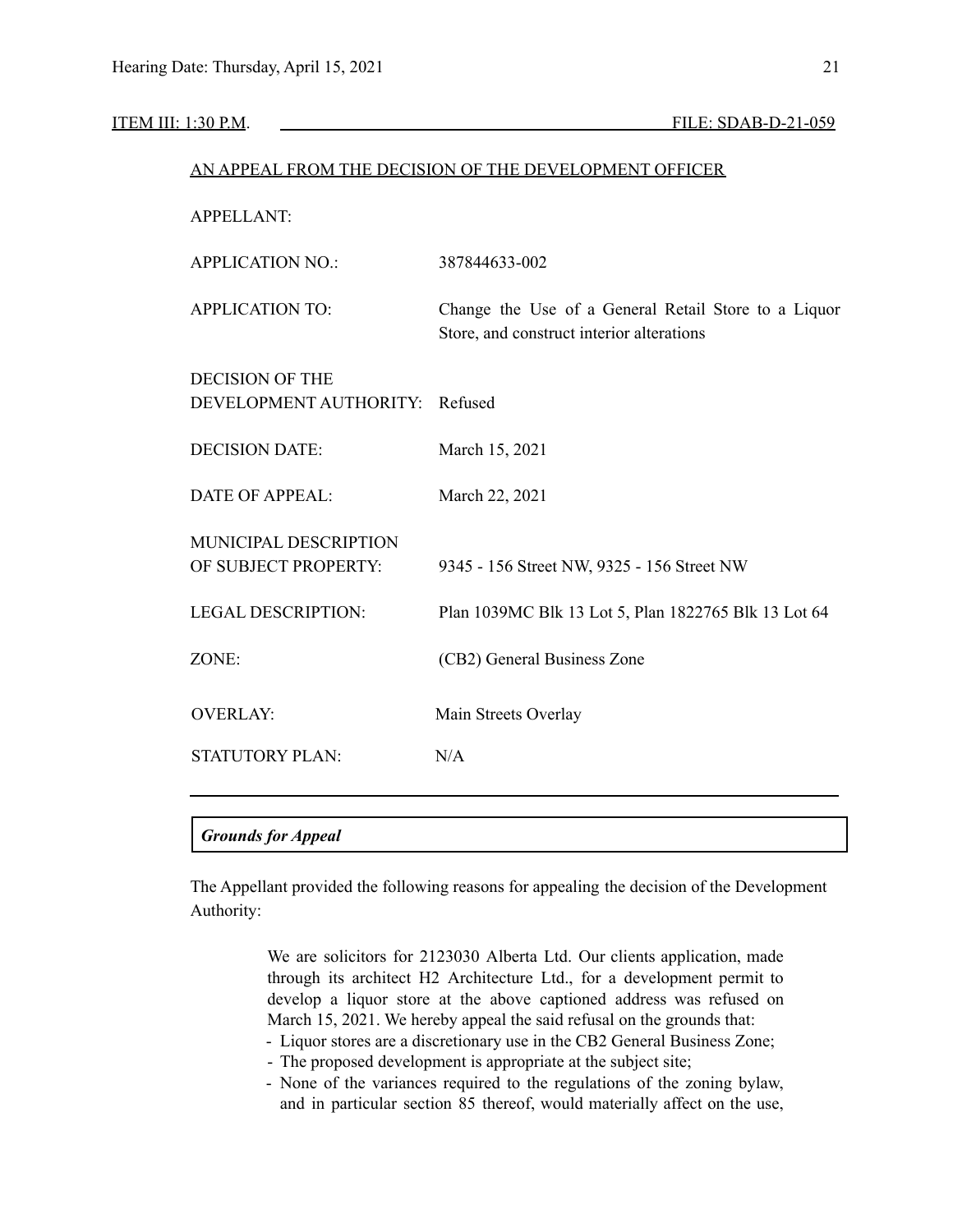ITEM III: 1:30 P.M. FILE: SDAB-D-21-059

AN APPEAL FROM THE DECISION OF THE DEVELOPMENT OFFICER

| | |
|---|---|
| APPELLANT: | |
| APPLICATION NO.: | 387844633-002 |
| APPLICATION TO: | Change the Use of a General Retail Store to a Liquor Store, and construct interior alterations |
| DECISION OF THE DEVELOPMENT AUTHORITY: | Refused |
| DECISION DATE: | March 15, 2021 |
| DATE OF APPEAL: | March 22, 2021 |
| MUNICIPAL DESCRIPTION OF SUBJECT PROPERTY: | 9345 - 156 Street NW, 9325 - 156 Street NW |
| LEGAL DESCRIPTION: | Plan 1039MC Blk 13 Lot 5, Plan 1822765 Blk 13 Lot 64 |
| ZONE: | (CB2) General Business Zone |
| OVERLAY: | Main Streets Overlay |
| STATUTORY PLAN: | N/A |

***Grounds for Appeal***

The Appellant provided the following reasons for appealing the decision of the Development Authority:

> We are solicitors for 2123030 Alberta Ltd. Our clients application, made through its architect H2 Architecture Ltd., for a development permit to develop a liquor store at the above captioned address was refused on March 15, 2021. We hereby appeal the said refusal on the grounds that:
> - Liquor stores are a discretionary use in the CB2 General Business Zone;
> - The proposed development is appropriate at the subject site;
> - None of the variances required to the regulations of the zoning bylaw, and in particular section 85 thereof, would materially affect on the use,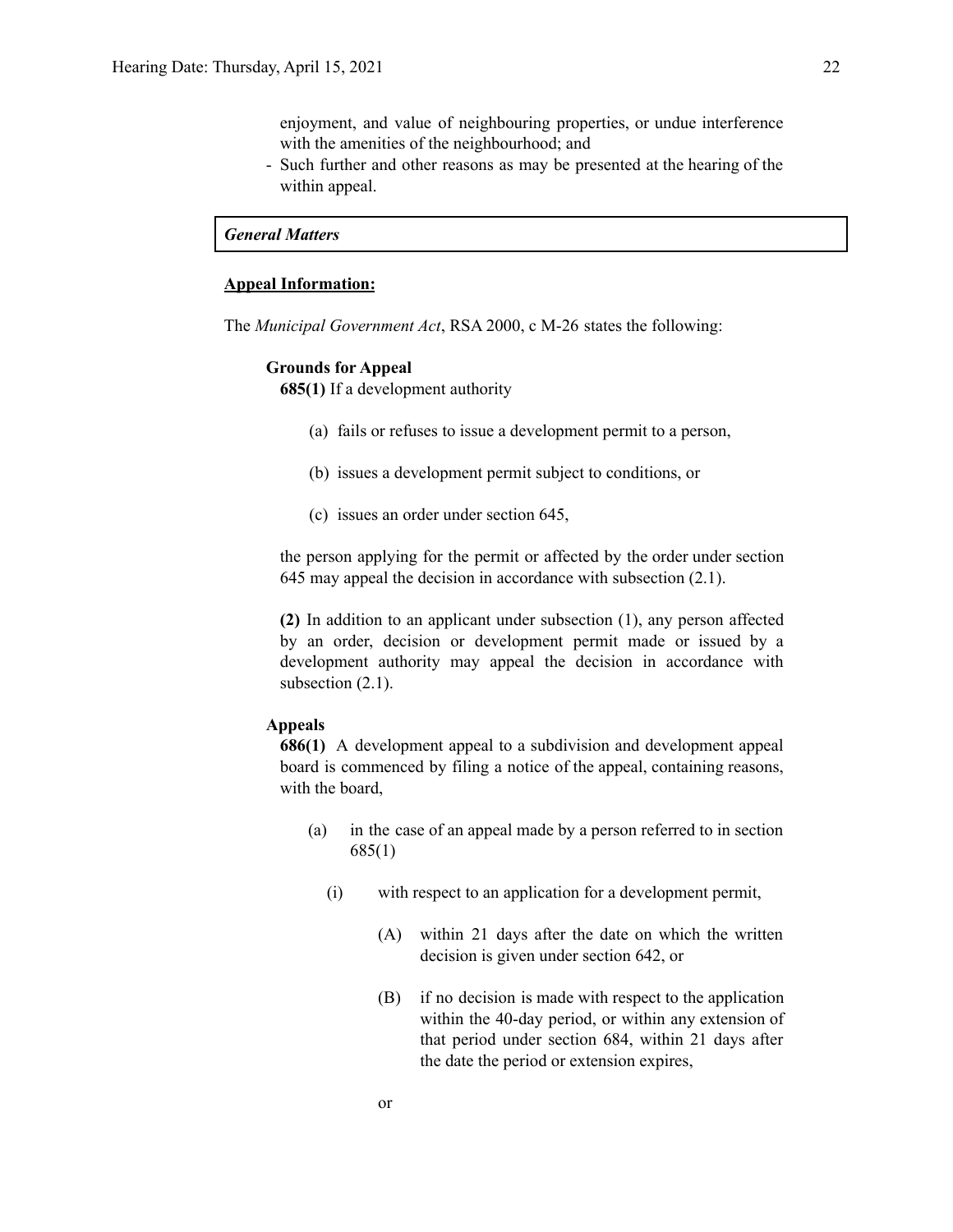enjoyment, and value of neighbouring properties, or undue interference with the amenities of the neighbourhood; and

- Such further and other reasons as may be presented at the hearing of the within appeal.

***General Matters***

**Appeal Information:**

The *Municipal Government Act*, RSA 2000, c M-26 states the following:

**Grounds for Appeal**

**685(1)** If a development authority

(a) fails or refuses to issue a development permit to a person,

(b) issues a development permit subject to conditions, or

(c) issues an order under section 645,

the person applying for the permit or affected by the order under section 645 may appeal the decision in accordance with subsection (2.1).

**(2)** In addition to an applicant under subsection (1), any person affected by an order, decision or development permit made or issued by a development authority may appeal the decision in accordance with subsection (2.1).

**Appeals**

**686(1)** A development appeal to a subdivision and development appeal board is commenced by filing a notice of the appeal, containing reasons, with the board,

(a) in the case of an appeal made by a person referred to in section 685(1)

(i) with respect to an application for a development permit,

(A) within 21 days after the date on which the written decision is given under section 642, or

(B) if no decision is made with respect to the application within the 40-day period, or within any extension of that period under section 684, within 21 days after the date the period or extension expires,

or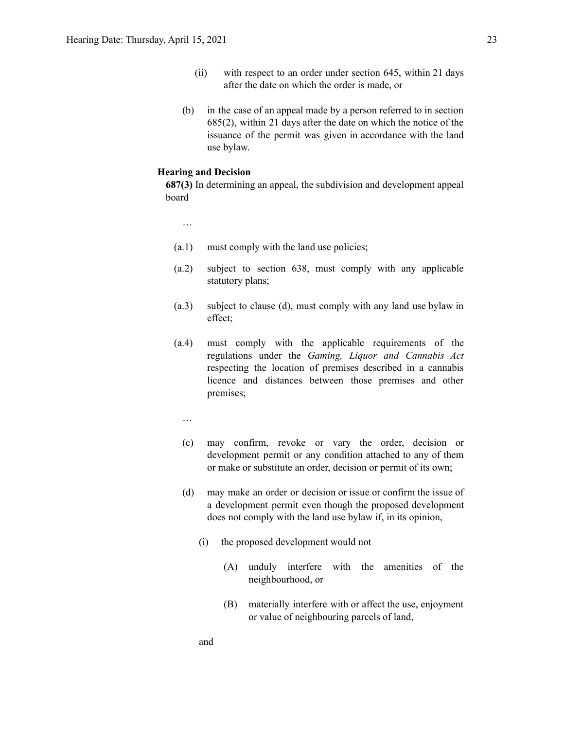(ii) with respect to an order under section 645, within 21 days after the date on which the order is made, or

(b) in the case of an appeal made by a person referred to in section 685(2), within 21 days after the date on which the notice of the issuance of the permit was given in accordance with the land use bylaw.

**Hearing and Decision**

**687(3)** In determining an appeal, the subdivision and development appeal board

…

(a.1) must comply with the land use policies;

(a.2) subject to section 638, must comply with any applicable statutory plans;

(a.3) subject to clause (d), must comply with any land use bylaw in effect;

(a.4) must comply with the applicable requirements of the regulations under the *Gaming, Liquor and Cannabis Act* respecting the location of premises described in a cannabis licence and distances between those premises and other premises;

…

(c) may confirm, revoke or vary the order, decision or development permit or any condition attached to any of them or make or substitute an order, decision or permit of its own;

(d) may make an order or decision or issue or confirm the issue of a development permit even though the proposed development does not comply with the land use bylaw if, in its opinion,

(i) the proposed development would not

(A) unduly interfere with the amenities of the neighbourhood, or

(B) materially interfere with or affect the use, enjoyment or value of neighbouring parcels of land,

and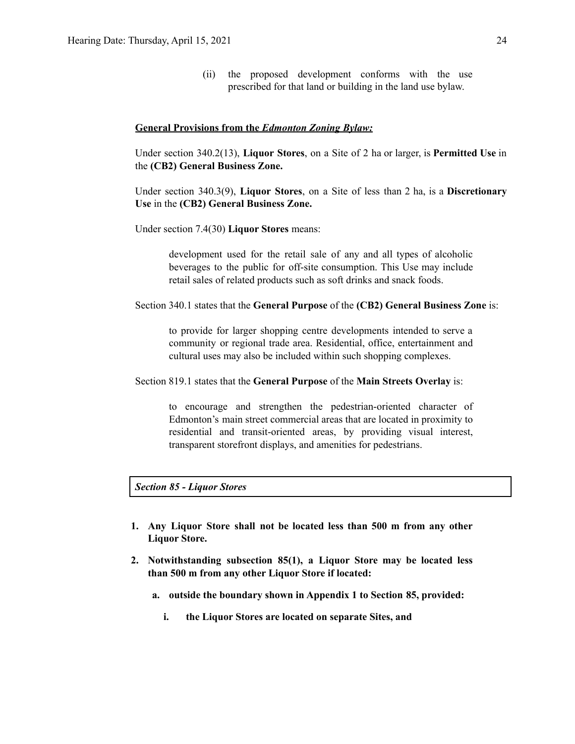(ii) the proposed development conforms with the use prescribed for that land or building in the land use bylaw.

**General Provisions from the *Edmonton Zoning Bylaw:***

Under section 340.2(13), **Liquor Stores**, on a Site of 2 ha or larger, is **Permitted Use** in the **(CB2) General Business Zone.**

Under section 340.3(9), **Liquor Stores**, on a Site of less than 2 ha, is a **Discretionary Use** in the **(CB2) General Business Zone.**

Under section 7.4(30) **Liquor Stores** means:

> development used for the retail sale of any and all types of alcoholic beverages to the public for off-site consumption. This Use may include retail sales of related products such as soft drinks and snack foods.

Section 340.1 states that the **General Purpose** of the **(CB2) General Business Zone** is:

> to provide for larger shopping centre developments intended to serve a community or regional trade area. Residential, office, entertainment and cultural uses may also be included within such shopping complexes.

Section 819.1 states that the **General Purpose** of the **Main Streets Overlay** is:

> to encourage and strengthen the pedestrian-oriented character of Edmonton's main street commercial areas that are located in proximity to residential and transit-oriented areas, by providing visual interest, transparent storefront displays, and amenities for pedestrians.

***Section 85 - Liquor Stores***

1. **Any Liquor Store shall not be located less than 500 m from any other Liquor Store.**
2. **Notwithstanding subsection 85(1), a Liquor Store may be located less than 500 m from any other Liquor Store if located:**
   a. **outside the boundary shown in Appendix 1 to Section 85, provided:**
      i. **the Liquor Stores are located on separate Sites, and**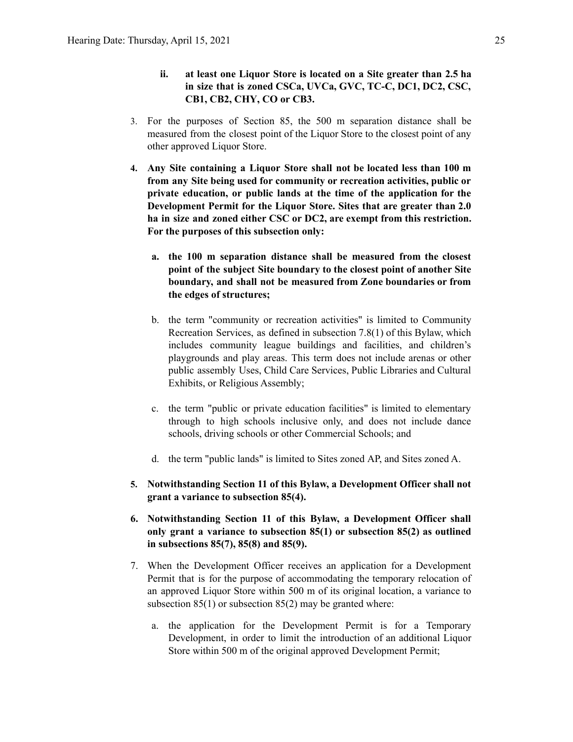ii. **at least one Liquor Store is located on a Site greater than 2.5 ha in size that is zoned CSCa, UVCa, GVC, TC-C, DC1, DC2, CSC, CB1, CB2, CHY, CO or CB3.**

3. For the purposes of Section 85, the 500 m separation distance shall be measured from the closest point of the Liquor Store to the closest point of any other approved Liquor Store.

4. **Any Site containing a Liquor Store shall not be located less than 100 m from any Site being used for community or recreation activities, public or private education, or public lands at the time of the application for the Development Permit for the Liquor Store. Sites that are greater than 2.0 ha in size and zoned either CSC or DC2, are exempt from this restriction. For the purposes of this subsection only:**

   a. **the 100 m separation distance shall be measured from the closest point of the subject Site boundary to the closest point of another Site boundary, and shall not be measured from Zone boundaries or from the edges of structures;**

   b. the term "community or recreation activities" is limited to Community Recreation Services, as defined in subsection 7.8(1) of this Bylaw, which includes community league buildings and facilities, and children's playgrounds and play areas. This term does not include arenas or other public assembly Uses, Child Care Services, Public Libraries and Cultural Exhibits, or Religious Assembly;

   c. the term "public or private education facilities" is limited to elementary through to high schools inclusive only, and does not include dance schools, driving schools or other Commercial Schools; and

   d. the term "public lands" is limited to Sites zoned AP, and Sites zoned A.

5. **Notwithstanding Section 11 of this Bylaw, a Development Officer shall not grant a variance to subsection 85(4).**

6. **Notwithstanding Section 11 of this Bylaw, a Development Officer shall only grant a variance to subsection 85(1) or subsection 85(2) as outlined in subsections 85(7), 85(8) and 85(9).**

7. When the Development Officer receives an application for a Development Permit that is for the purpose of accommodating the temporary relocation of an approved Liquor Store within 500 m of its original location, a variance to subsection 85(1) or subsection 85(2) may be granted where:

   a. the application for the Development Permit is for a Temporary Development, in order to limit the introduction of an additional Liquor Store within 500 m of the original approved Development Permit;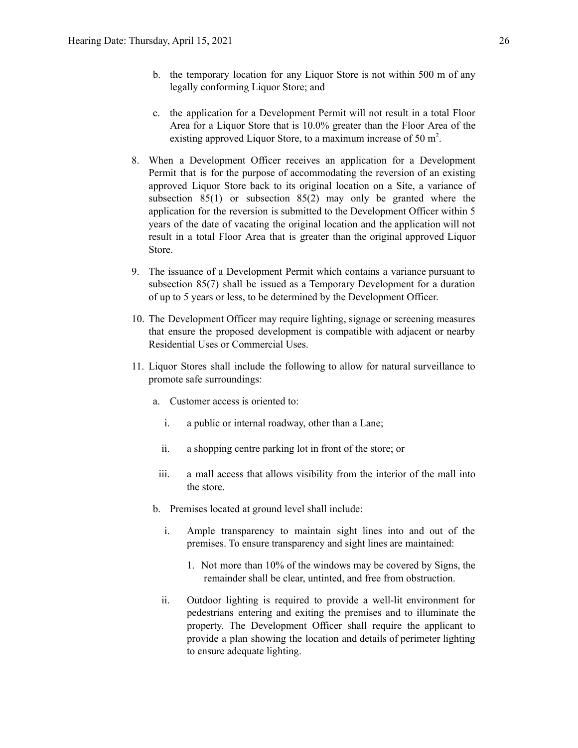b. the temporary location for any Liquor Store is not within 500 m of any legally conforming Liquor Store; and

c. the application for a Development Permit will not result in a total Floor Area for a Liquor Store that is 10.0% greater than the Floor Area of the existing approved Liquor Store, to a maximum increase of 50 $m^2$.

8. When a Development Officer receives an application for a Development Permit that is for the purpose of accommodating the reversion of an existing approved Liquor Store back to its original location on a Site, a variance of subsection 85(1) or subsection 85(2) may only be granted where the application for the reversion is submitted to the Development Officer within 5 years of the date of vacating the original location and the application will not result in a total Floor Area that is greater than the original approved Liquor Store.

9. The issuance of a Development Permit which contains a variance pursuant to subsection 85(7) shall be issued as a Temporary Development for a duration of up to 5 years or less, to be determined by the Development Officer.

10. The Development Officer may require lighting, signage or screening measures that ensure the proposed development is compatible with adjacent or nearby Residential Uses or Commercial Uses.

11. Liquor Stores shall include the following to allow for natural surveillance to promote safe surroundings:

    a. Customer access is oriented to:

        i. a public or internal roadway, other than a Lane;

        ii. a shopping centre parking lot in front of the store; or

        iii. a mall access that allows visibility from the interior of the mall into the store.

    b. Premises located at ground level shall include:

        i. Ample transparency to maintain sight lines into and out of the premises. To ensure transparency and sight lines are maintained:

            1. Not more than 10% of the windows may be covered by Signs, the remainder shall be clear, untinted, and free from obstruction.

        ii. Outdoor lighting is required to provide a well-lit environment for pedestrians entering and exiting the premises and to illuminate the property. The Development Officer shall require the applicant to provide a plan showing the location and details of perimeter lighting to ensure adequate lighting.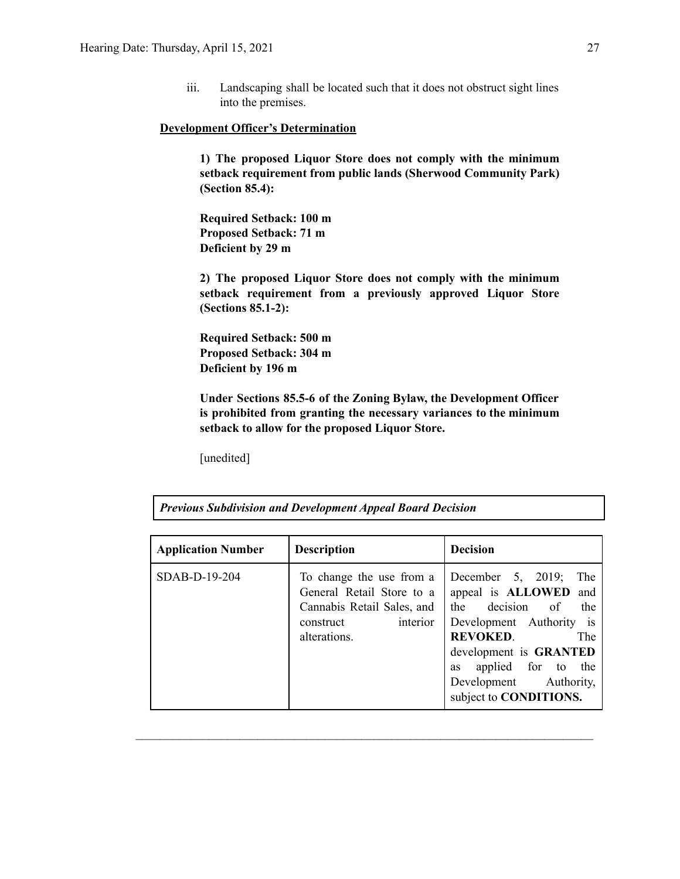iii. Landscaping shall be located such that it does not obstruct sight lines into the premises.

**Development Officer's Determination**

**1) The proposed Liquor Store does not comply with the minimum setback requirement from public lands (Sherwood Community Park) (Section 85.4):**

**Required Setback: 100 m**
**Proposed Setback: 71 m**
**Deficient by 29 m**

**2) The proposed Liquor Store does not comply with the minimum setback requirement from a previously approved Liquor Store (Sections 85.1-2):**

**Required Setback: 500 m**
**Proposed Setback: 304 m**
**Deficient by 196 m**

**Under Sections 85.5-6 of the Zoning Bylaw, the Development Officer is prohibited from granting the necessary variances to the minimum setback to allow for the proposed Liquor Store.**

[unedited]

***Previous Subdivision and Development Appeal Board Decision***

| **Application Number** | **Description** | **Decision** |
|---|---|---|
| SDAB-D-19-204 | To change the use from a General Retail Store to a Cannabis Retail Sales, and construct interior alterations. | December 5, 2019; The appeal is **ALLOWED** and the decision of the Development Authority is **REVOKED**. The development is **GRANTED** as applied for to the Development Authority, subject to **CONDITIONS.** |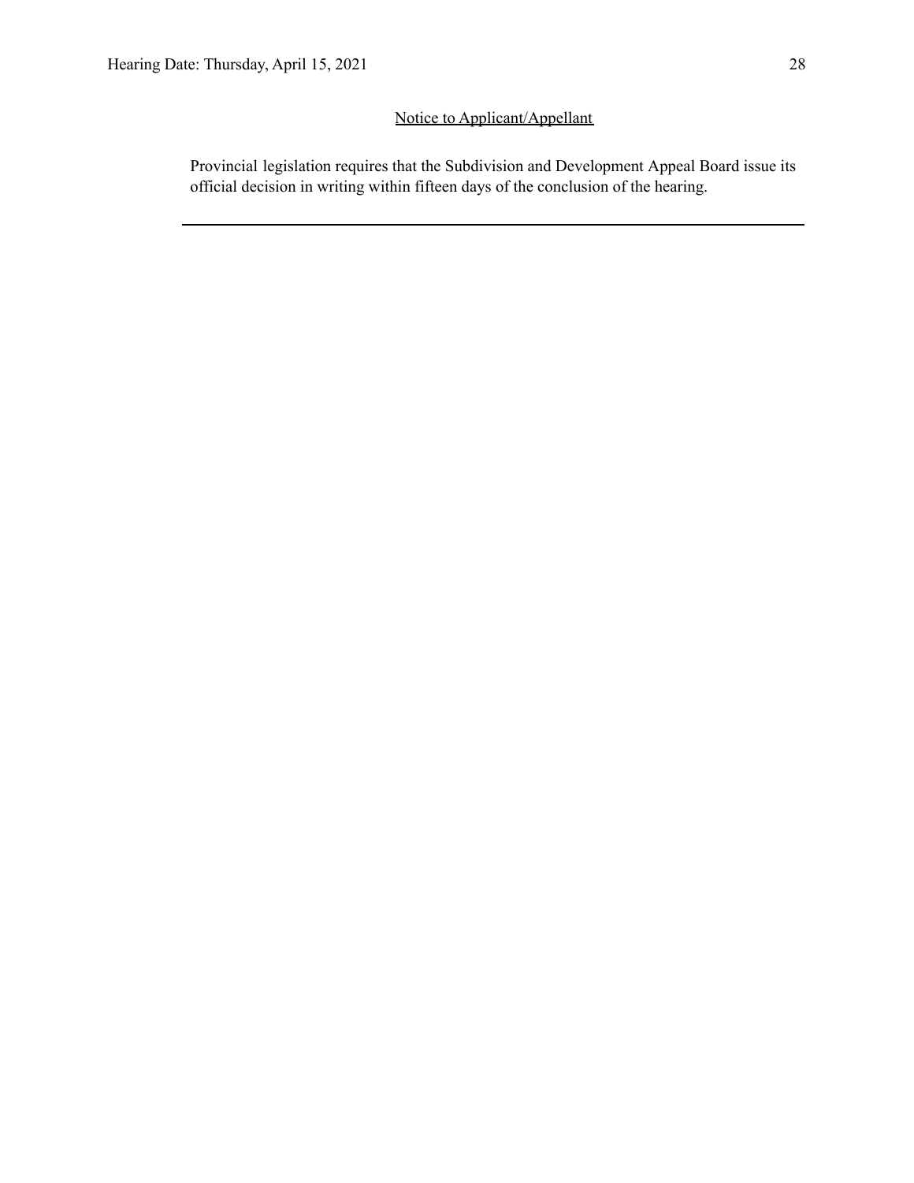Notice to Applicant/Appellant

Provincial legislation requires that the Subdivision and Development Appeal Board issue its official decision in writing within fifteen days of the conclusion of the hearing.

---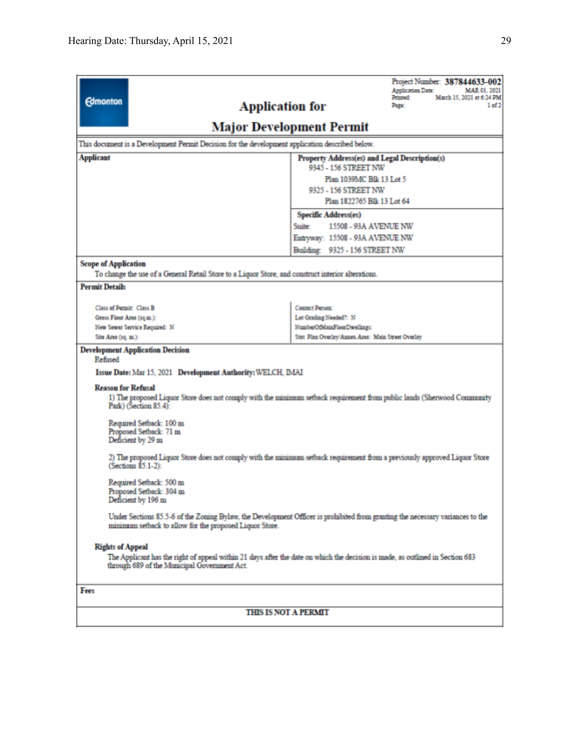Project Number: **387844633-002**
Application Date: MAR 01, 2021
Printed: March 15, 2021 at 6:24 PM
Page: 1 of 2

Edmonton

# Application for Major Development Permit

This document is a Development Permit Decision for the development application described below.

| Applicant | Property Address(es) and Legal Description(s) |
|---|---|
| | 9345 - 156 STREET NW<br>Plan 1039MC Blk 13 Lot 5<br>9325 - 156 STREET NW<br>Plan 1822765 Blk 13 Lot 64 |
| | **Specific Address(es)**<br>Suite: 15508 - 93A AVENUE NW<br>Entryway: 15508 - 93A AVENUE NW<br>Building: 9325 - 156 STREET NW |

**Scope of Application**

To change the use of a General Retail Store to a Liquor Store, and construct interior alterations.

**Permit Details**

| | |
|---|---|
| Class of Permit: Class B | Contact Person: |
| Gross Floor Area (sq.m.): | Lot Grading Needed?: N |
| New Sewer Service Required: N | NumberOfMainFloorDwellings: |
| Site Area (sq. m.): | Stat. Plan Overlay/Annex Area: Main Street Overlay |

**Development Application Decision**

Refused

**Issue Date:** Mar 15, 2021 **Development Authority:** WELCH, IMAI

**Reason for Refusal**

1) The proposed Liquor Store does not comply with the minimum setback requirement from public lands (Sherwood Community Park) (Section 85.4):

Required Setback: 100 m
Proposed Setback: 71 m
Deficient by 29 m

2) The proposed Liquor Store does not comply with the minimum setback requirement from a previously approved Liquor Store (Sections 85.1-2):

Required Setback: 500 m
Proposed Setback: 304 m
Deficient by 196 m

Under Sections 85.5-6 of the Zoning Bylaw, the Development Officer is prohibited from granting the necessary variances to the minimum setback to allow for the proposed Liquor Store.

**Rights of Appeal**

The Applicant has the right of appeal within 21 days after the date on which the decision is made, as outlined in Section 683 through 689 of the Municipal Government Act.

**Fees**

**THIS IS NOT A PERMIT**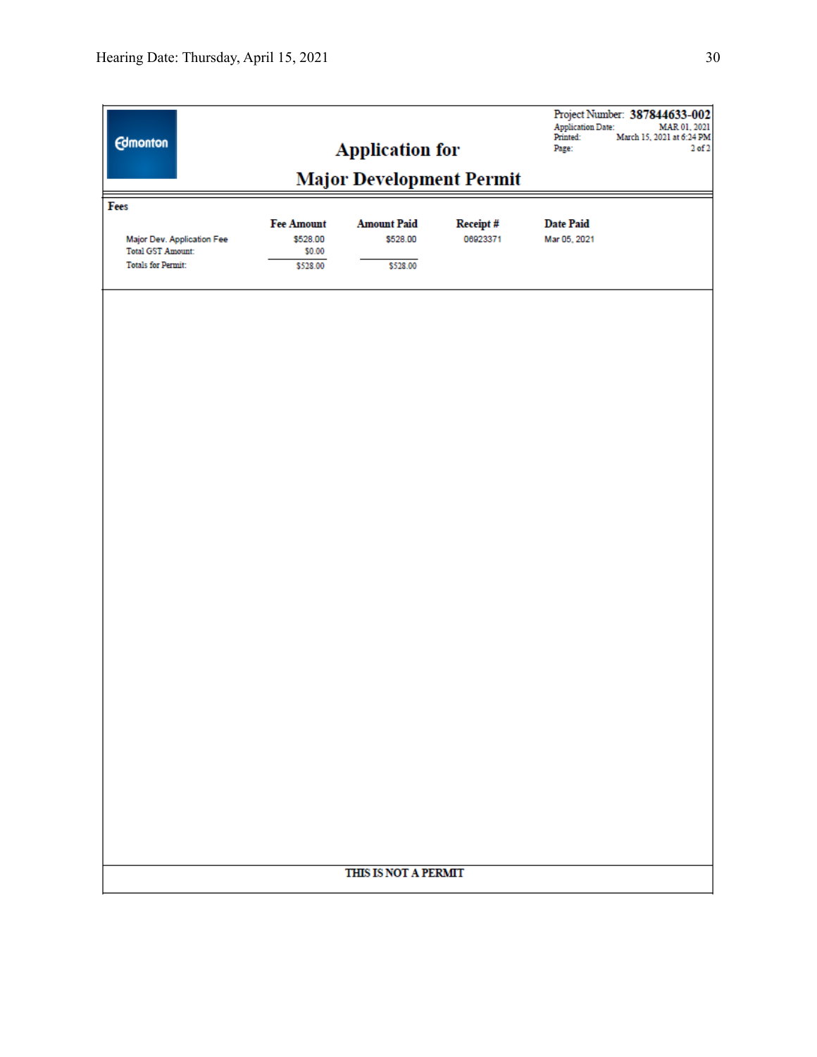Edmonton

# Application for Major Development Permit

Project Number: **387844633-002**
Application Date: MAR 01, 2021
Printed: March 15, 2021 at 6:24 PM
Page: 2 of 2

## Fees

| | Fee Amount | Amount Paid | Receipt # | Date Paid |
|---|---|---|---|---|
| Major Dev. Application Fee | $528.00 | $528.00 | 06923371 | Mar 05, 2021 |
| Total GST Amount: | $0.00 | | | |
| Totals for Permit: | $528.00 | $528.00 | | |

**THIS IS NOT A PERMIT**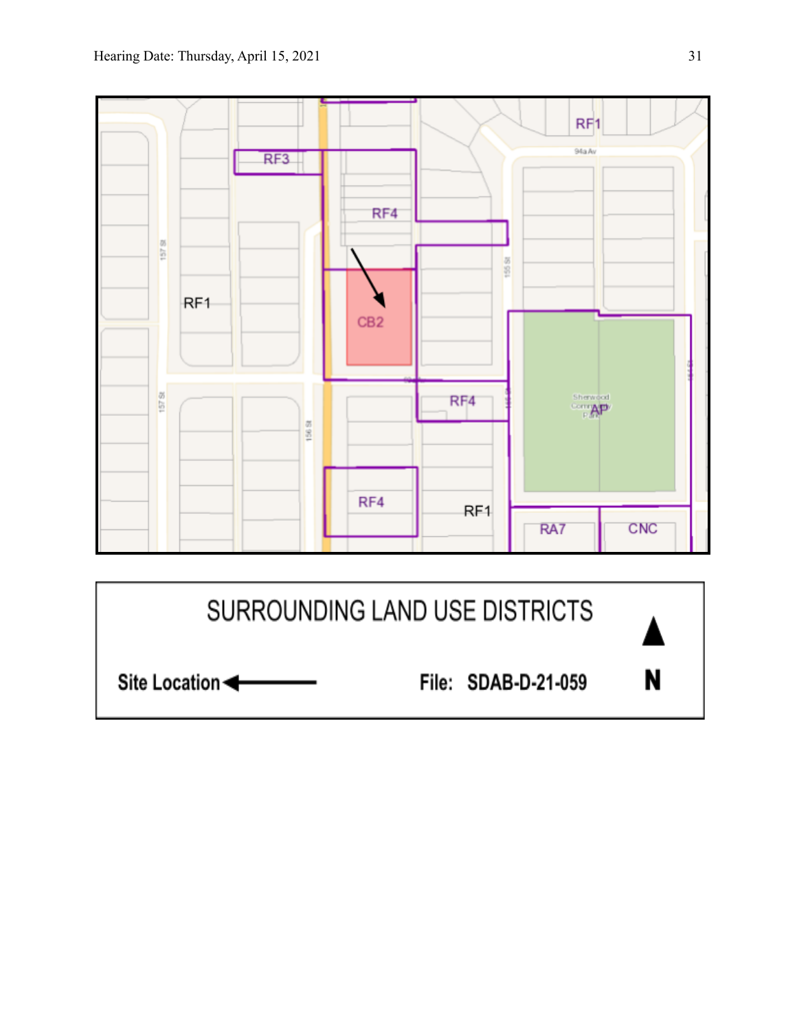RF1

RF3

RF4

RF1

CB2

RF4

RF4

RF1

RA7

CNC

AP

SURROUNDING LAND USE DISTRICTS

Site Location ◄———

File: SDAB-D-21-059

N